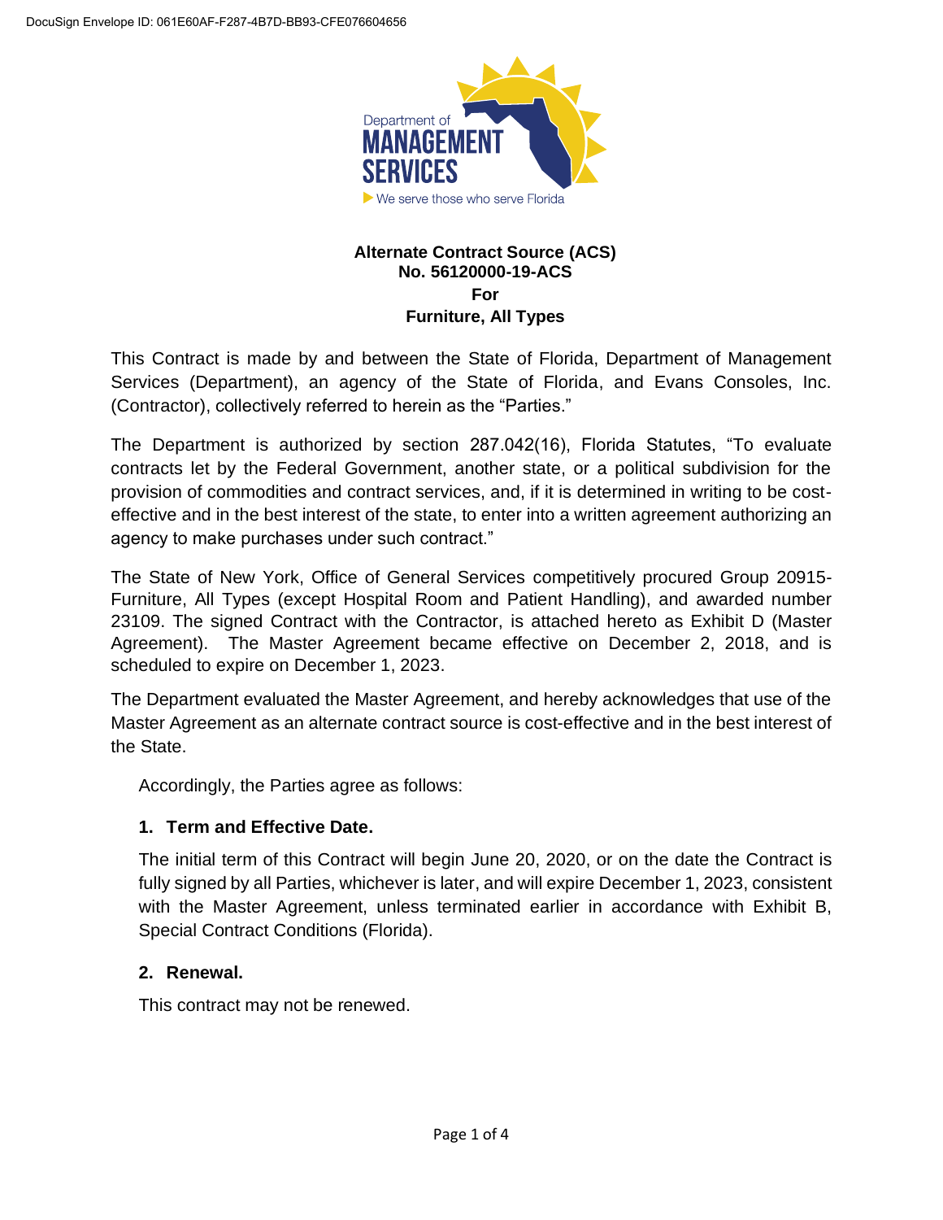Department of
MANAGEMENT
SERVICES
We serve those who serve Florida

**Alternate Contract Source (ACS)**
**No. 56120000-19-ACS**
**For**
**Furniture, All Types**

This Contract is made by and between the State of Florida, Department of Management Services (Department), an agency of the State of Florida, and Evans Consoles, Inc. (Contractor), collectively referred to herein as the "Parties."

The Department is authorized by section 287.042(16), Florida Statutes, "To evaluate contracts let by the Federal Government, another state, or a political subdivision for the provision of commodities and contract services, and, if it is determined in writing to be cost-effective and in the best interest of the state, to enter into a written agreement authorizing an agency to make purchases under such contract."

The State of New York, Office of General Services competitively procured Group 20915-Furniture, All Types (except Hospital Room and Patient Handling), and awarded number 23109. The signed Contract with the Contractor, is attached hereto as Exhibit D (Master Agreement). The Master Agreement became effective on December 2, 2018, and is scheduled to expire on December 1, 2023.

The Department evaluated the Master Agreement, and hereby acknowledges that use of the Master Agreement as an alternate contract source is cost-effective and in the best interest of the State.

Accordingly, the Parties agree as follows:

**1. Term and Effective Date.**

The initial term of this Contract will begin June 20, 2020, or on the date the Contract is fully signed by all Parties, whichever is later, and will expire December 1, 2023, consistent with the Master Agreement, unless terminated earlier in accordance with Exhibit B, Special Contract Conditions (Florida).

**2. Renewal.**

This contract may not be renewed.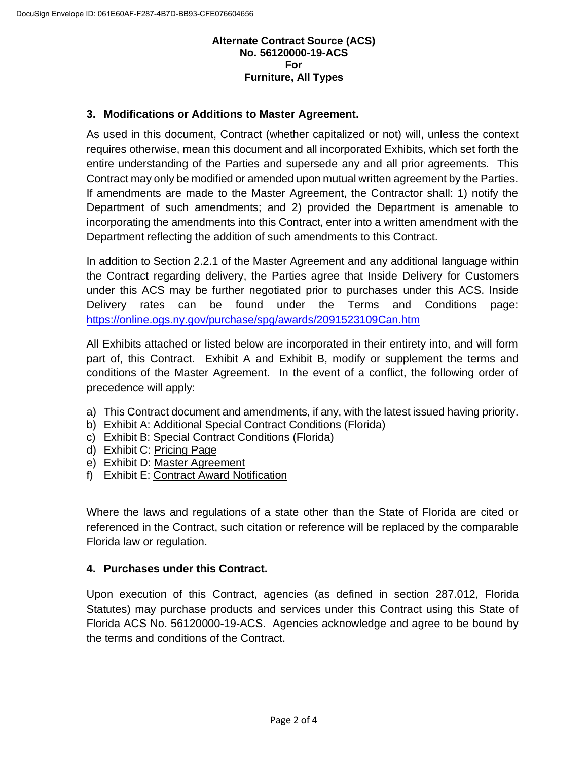**Alternate Contract Source (ACS)**
**No. 56120000-19-ACS**
**For**
**Furniture, All Types**

## 3. Modifications or Additions to Master Agreement.

As used in this document, Contract (whether capitalized or not) will, unless the context requires otherwise, mean this document and all incorporated Exhibits, which set forth the entire understanding of the Parties and supersede any and all prior agreements. This Contract may only be modified or amended upon mutual written agreement by the Parties. If amendments are made to the Master Agreement, the Contractor shall: 1) notify the Department of such amendments; and 2) provided the Department is amenable to incorporating the amendments into this Contract, enter into a written amendment with the Department reflecting the addition of such amendments to this Contract.

In addition to Section 2.2.1 of the Master Agreement and any additional language within the Contract regarding delivery, the Parties agree that Inside Delivery for Customers under this ACS may be further negotiated prior to purchases under this ACS. Inside Delivery rates can be found under the Terms and Conditions page: https://online.ogs.ny.gov/purchase/spg/awards/2091523109Can.htm

All Exhibits attached or listed below are incorporated in their entirety into, and will form part of, this Contract. Exhibit A and Exhibit B, modify or supplement the terms and conditions of the Master Agreement. In the event of a conflict, the following order of precedence will apply:

a) This Contract document and amendments, if any, with the latest issued having priority.
b) Exhibit A: Additional Special Contract Conditions (Florida)
c) Exhibit B: Special Contract Conditions (Florida)
d) Exhibit C: Pricing Page
e) Exhibit D: Master Agreement
f) Exhibit E: Contract Award Notification

Where the laws and regulations of a state other than the State of Florida are cited or referenced in the Contract, such citation or reference will be replaced by the comparable Florida law or regulation.

## 4. Purchases under this Contract.

Upon execution of this Contract, agencies (as defined in section 287.012, Florida Statutes) may purchase products and services under this Contract using this State of Florida ACS No. 56120000-19-ACS. Agencies acknowledge and agree to be bound by the terms and conditions of the Contract.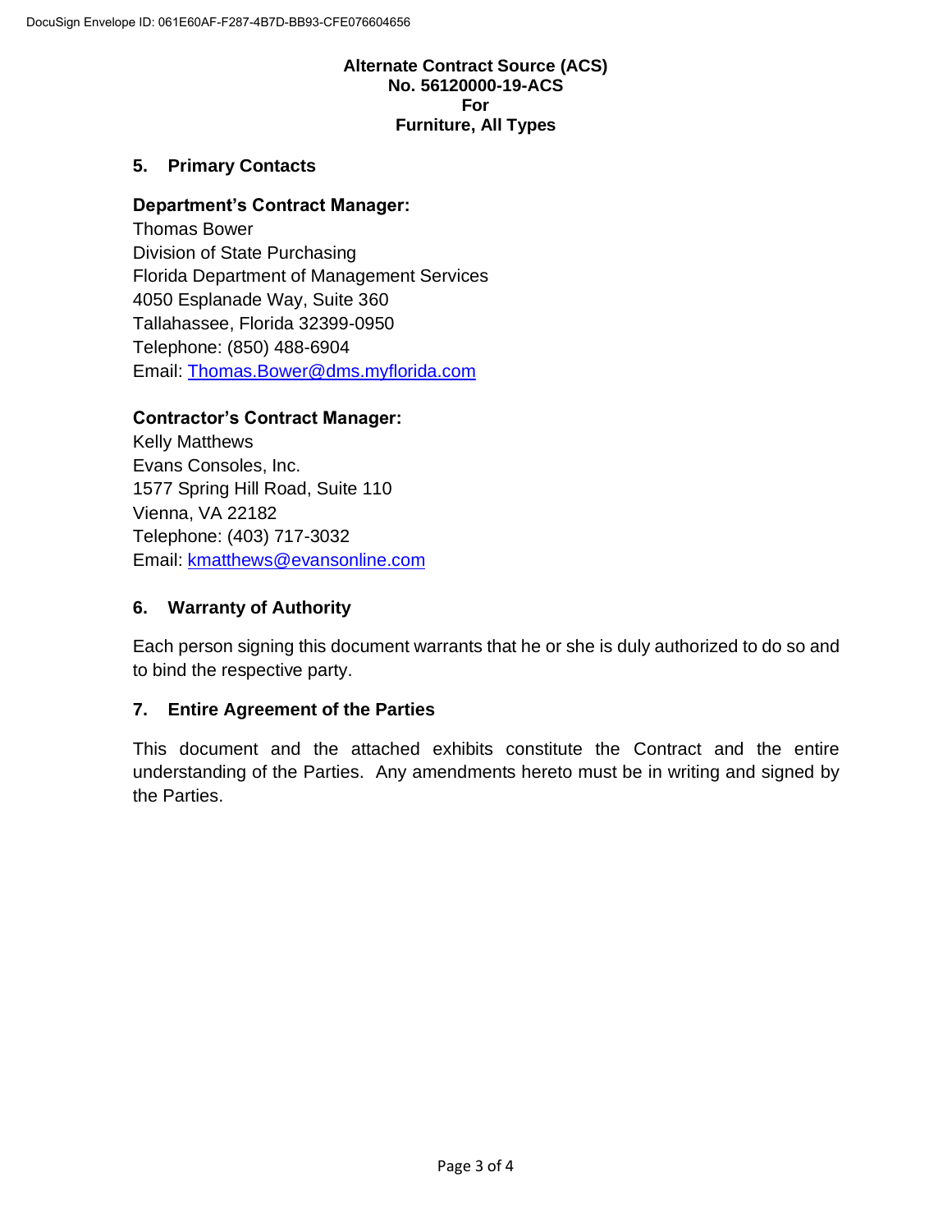**Alternate Contract Source (ACS)**
**No. 56120000-19-ACS**
**For**
**Furniture, All Types**

## 5. Primary Contacts

**Department's Contract Manager:**
Thomas Bower
Division of State Purchasing
Florida Department of Management Services
4050 Esplanade Way, Suite 360
Tallahassee, Florida 32399-0950
Telephone: (850) 488-6904
Email: Thomas.Bower@dms.myflorida.com

**Contractor's Contract Manager:**
Kelly Matthews
Evans Consoles, Inc.
1577 Spring Hill Road, Suite 110
Vienna, VA 22182
Telephone: (403) 717-3032
Email: kmatthews@evansonline.com

## 6. Warranty of Authority

Each person signing this document warrants that he or she is duly authorized to do so and to bind the respective party.

## 7. Entire Agreement of the Parties

This document and the attached exhibits constitute the Contract and the entire understanding of the Parties. Any amendments hereto must be in writing and signed by the Parties.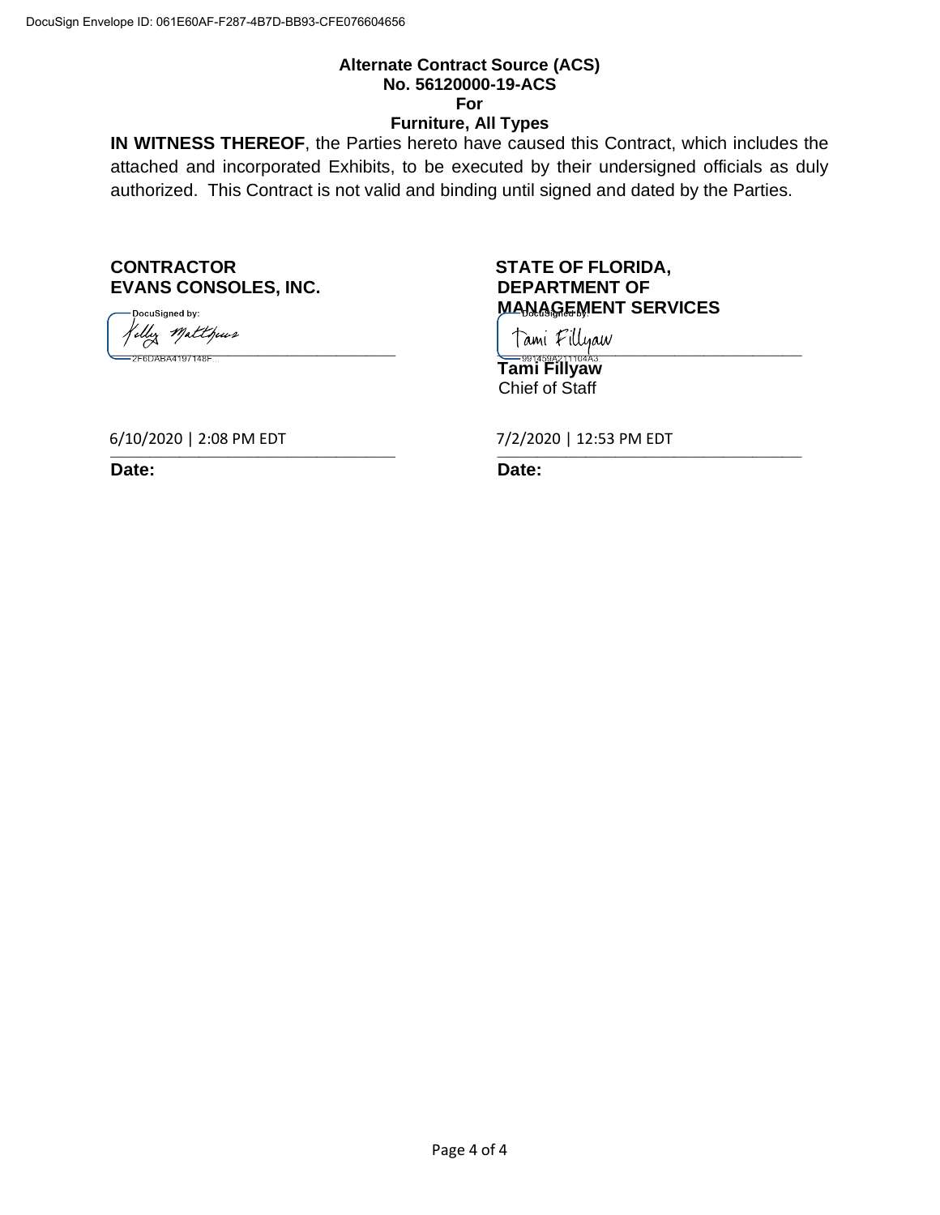**Alternate Contract Source (ACS)**
**No. 56120000-19-ACS**
**For**
**Furniture, All Types**

**IN WITNESS THEREOF**, the Parties hereto have caused this Contract, which includes the attached and incorporated Exhibits, to be executed by their undersigned officials as duly authorized. This Contract is not valid and binding until signed and dated by the Parties.

| **CONTRACTOR** **EVANS CONSOLES, INC.** | **STATE OF FLORIDA, DEPARTMENT OF MANAGEMENT SERVICES** |
| --- | --- |
| DocuSigned by: Kelly Matthews 2F6DABA4197148F... | DocuSigned by: Tami Fillyaw 991459A211104A3... |
| | **Tami Fillyaw** Chief of Staff |
| 6/10/2020 \| 2:08 PM EDT | 7/2/2020 \| 12:53 PM EDT |
| **Date:** | **Date:** |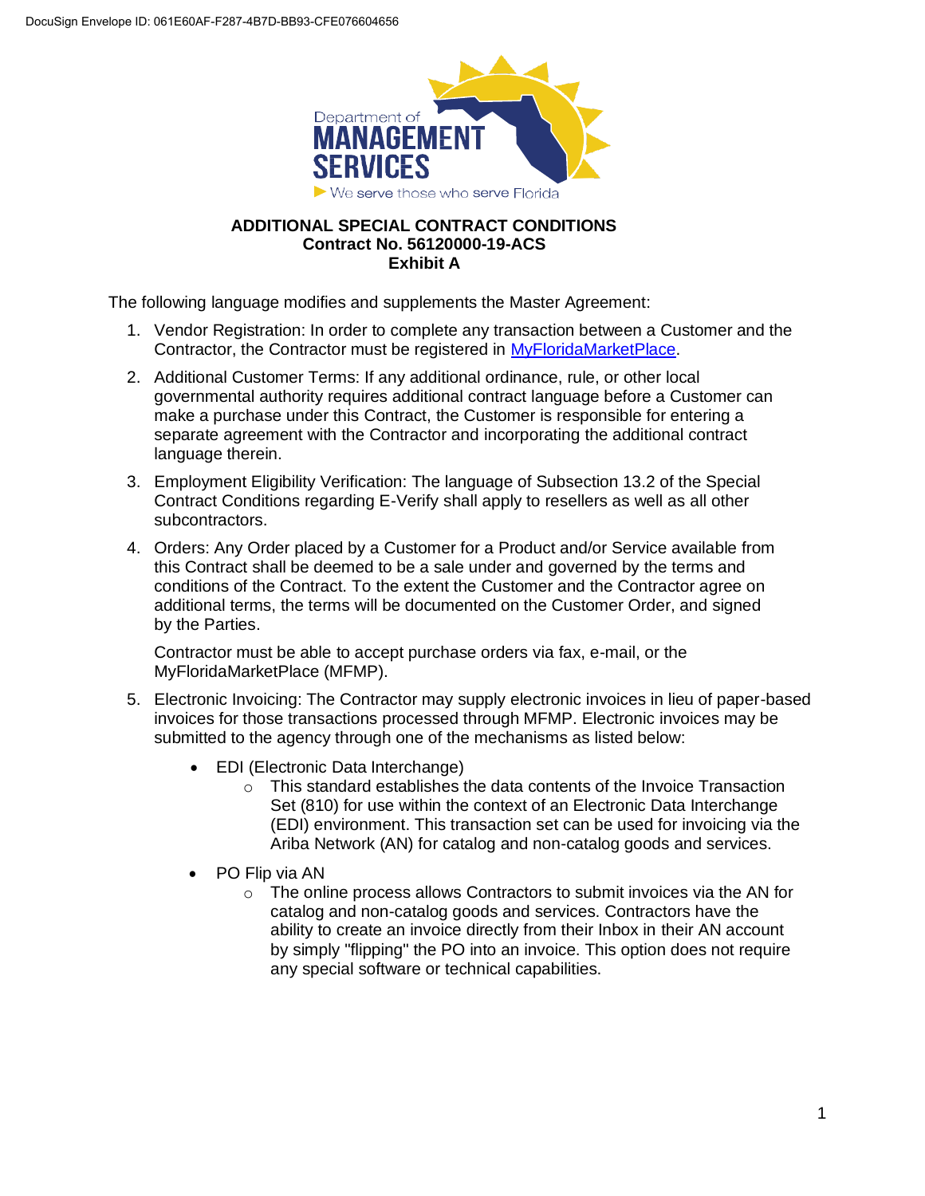DocuSign Envelope ID: 061E60AF-F287-4B7D-BB93-CFE076604656

Department of **MANAGEMENT SERVICES**

We serve those who serve Florida

**ADDITIONAL SPECIAL CONTRACT CONDITIONS**
**Contract No. 56120000-19-ACS**
**Exhibit A**

The following language modifies and supplements the Master Agreement:

1. Vendor Registration: In order to complete any transaction between a Customer and the Contractor, the Contractor must be registered in MyFloridaMarketPlace.

2. Additional Customer Terms: If any additional ordinance, rule, or other local governmental authority requires additional contract language before a Customer can make a purchase under this Contract, the Customer is responsible for entering a separate agreement with the Contractor and incorporating the additional contract language therein.

3. Employment Eligibility Verification: The language of Subsection 13.2 of the Special Contract Conditions regarding E-Verify shall apply to resellers as well as all other subcontractors.

4. Orders: Any Order placed by a Customer for a Product and/or Service available from this Contract shall be deemed to be a sale under and governed by the terms and conditions of the Contract. To the extent the Customer and the Contractor agree on additional terms, the terms will be documented on the Customer Order, and signed by the Parties.

   Contractor must be able to accept purchase orders via fax, e-mail, or the MyFloridaMarketPlace (MFMP).

5. Electronic Invoicing: The Contractor may supply electronic invoices in lieu of paper-based invoices for those transactions processed through MFMP. Electronic invoices may be submitted to the agency through one of the mechanisms as listed below:

   - EDI (Electronic Data Interchange)
     - This standard establishes the data contents of the Invoice Transaction Set (810) for use within the context of an Electronic Data Interchange (EDI) environment. This transaction set can be used for invoicing via the Ariba Network (AN) for catalog and non-catalog goods and services.
   - PO Flip via AN
     - The online process allows Contractors to submit invoices via the AN for catalog and non-catalog goods and services. Contractors have the ability to create an invoice directly from their Inbox in their AN account by simply "flipping" the PO into an invoice. This option does not require any special software or technical capabilities.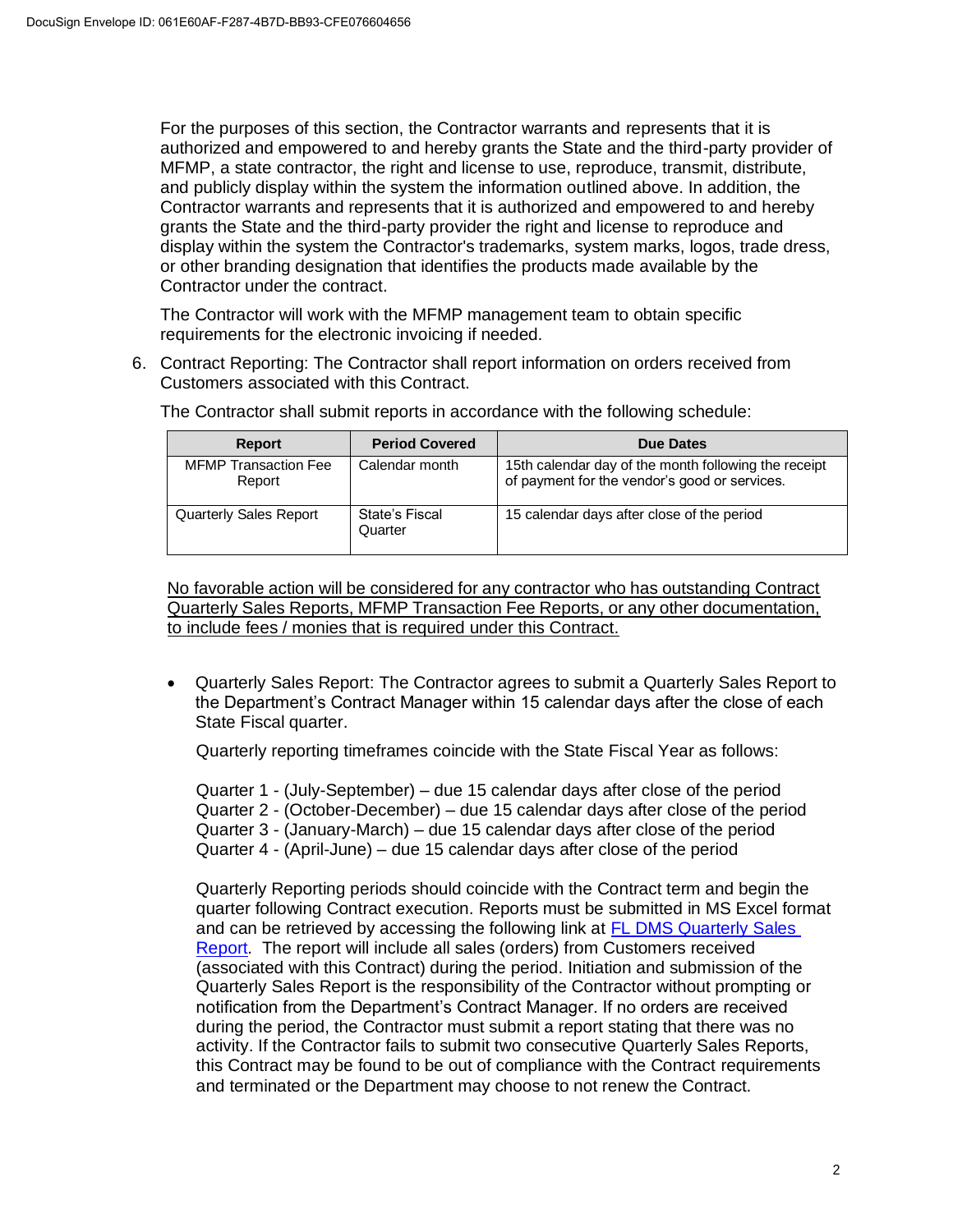For the purposes of this section, the Contractor warrants and represents that it is authorized and empowered to and hereby grants the State and the third-party provider of MFMP, a state contractor, the right and license to use, reproduce, transmit, distribute, and publicly display within the system the information outlined above. In addition, the Contractor warrants and represents that it is authorized and empowered to and hereby grants the State and the third-party provider the right and license to reproduce and display within the system the Contractor's trademarks, system marks, logos, trade dress, or other branding designation that identifies the products made available by the Contractor under the contract.

The Contractor will work with the MFMP management team to obtain specific requirements for the electronic invoicing if needed.

6. Contract Reporting: The Contractor shall report information on orders received from Customers associated with this Contract.

   The Contractor shall submit reports in accordance with the following schedule:

| Report | Period Covered | Due Dates |
| --- | --- | --- |
| MFMP Transaction Fee Report | Calendar month | 15th calendar day of the month following the receipt of payment for the vendor's good or services. |
| Quarterly Sales Report | State's Fiscal Quarter | 15 calendar days after close of the period |

   No favorable action will be considered for any contractor who has outstanding Contract Quarterly Sales Reports, MFMP Transaction Fee Reports, or any other documentation, to include fees / monies that is required under this Contract.

   - Quarterly Sales Report: The Contractor agrees to submit a Quarterly Sales Report to the Department's Contract Manager within 15 calendar days after the close of each State Fiscal quarter.

     Quarterly reporting timeframes coincide with the State Fiscal Year as follows:

     Quarter 1 - (July-September) – due 15 calendar days after close of the period
     Quarter 2 - (October-December) – due 15 calendar days after close of the period
     Quarter 3 - (January-March) – due 15 calendar days after close of the period
     Quarter 4 - (April-June) – due 15 calendar days after close of the period

     Quarterly Reporting periods should coincide with the Contract term and begin the quarter following Contract execution. Reports must be submitted in MS Excel format and can be retrieved by accessing the following link at FL DMS Quarterly Sales Report. The report will include all sales (orders) from Customers received (associated with this Contract) during the period. Initiation and submission of the Quarterly Sales Report is the responsibility of the Contractor without prompting or notification from the Department's Contract Manager. If no orders are received during the period, the Contractor must submit a report stating that there was no activity. If the Contractor fails to submit two consecutive Quarterly Sales Reports, this Contract may be found to be out of compliance with the Contract requirements and terminated or the Department may choose to not renew the Contract.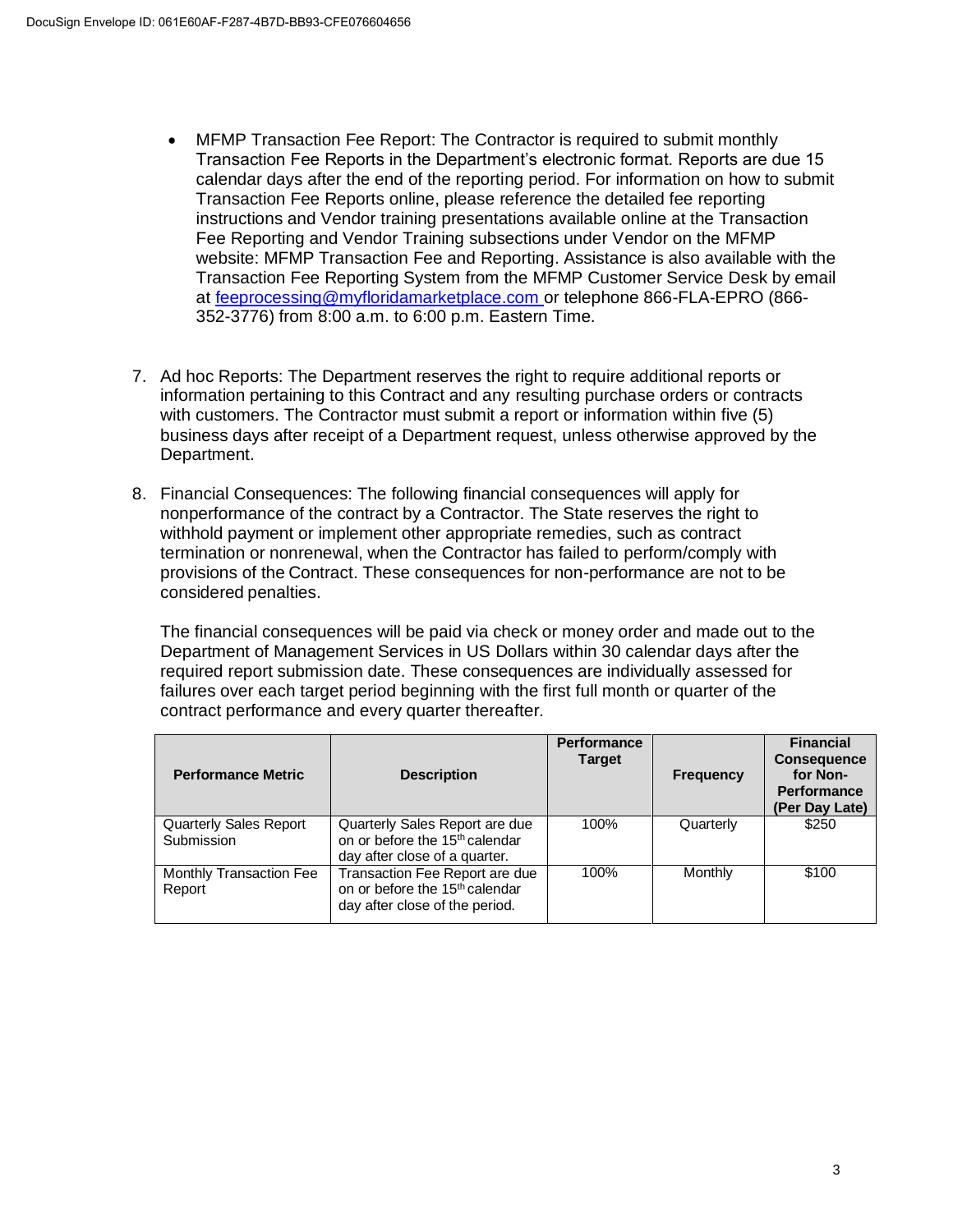- MFMP Transaction Fee Report: The Contractor is required to submit monthly Transaction Fee Reports in the Department's electronic format. Reports are due 15 calendar days after the end of the reporting period. For information on how to submit Transaction Fee Reports online, please reference the detailed fee reporting instructions and Vendor training presentations available online at the Transaction Fee Reporting and Vendor Training subsections under Vendor on the MFMP website: MFMP Transaction Fee and Reporting. Assistance is also available with the Transaction Fee Reporting System from the MFMP Customer Service Desk by email at feeprocessing@myfloridamarketplace.com or telephone 866-FLA-EPRO (866-352-3776) from 8:00 a.m. to 6:00 p.m. Eastern Time.

7. Ad hoc Reports: The Department reserves the right to require additional reports or information pertaining to this Contract and any resulting purchase orders or contracts with customers. The Contractor must submit a report or information within five (5) business days after receipt of a Department request, unless otherwise approved by the Department.

8. Financial Consequences: The following financial consequences will apply for nonperformance of the contract by a Contractor. The State reserves the right to withhold payment or implement other appropriate remedies, such as contract termination or nonrenewal, when the Contractor has failed to perform/comply with provisions of the Contract. These consequences for non-performance are not to be considered penalties.

   The financial consequences will be paid via check or money order and made out to the Department of Management Services in US Dollars within 30 calendar days after the required report submission date. These consequences are individually assessed for failures over each target period beginning with the first full month or quarter of the contract performance and every quarter thereafter.

| Performance Metric | Description | Performance Target | Frequency | Financial Consequence for Non-Performance (Per Day Late) |
|---|---|---|---|---|
| Quarterly Sales Report Submission | Quarterly Sales Report are due on or before the 15th calendar day after close of a quarter. | 100% | Quarterly | $250 |
| Monthly Transaction Fee Report | Transaction Fee Report are due on or before the 15th calendar day after close of the period. | 100% | Monthly | $100 |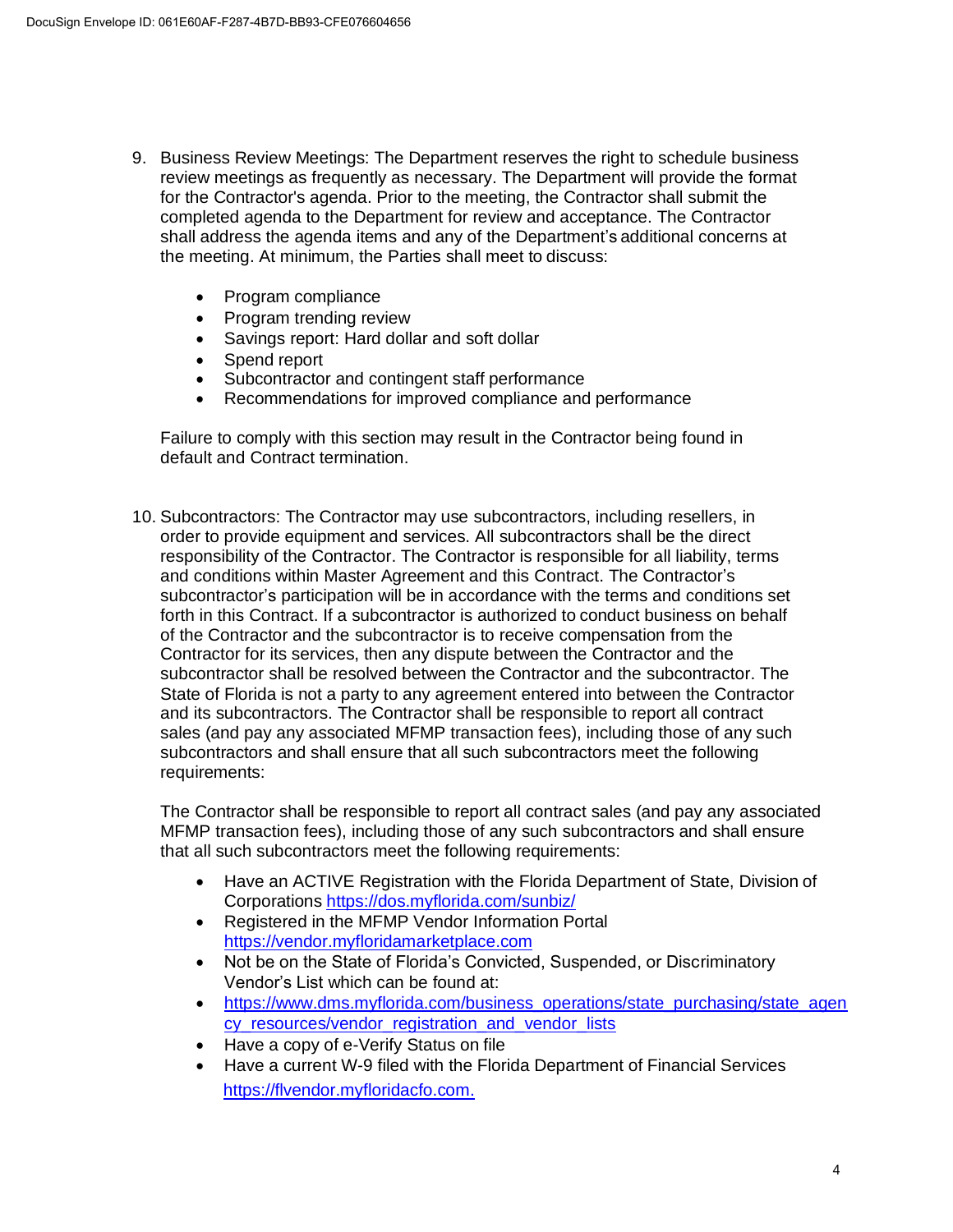9. Business Review Meetings: The Department reserves the right to schedule business review meetings as frequently as necessary. The Department will provide the format for the Contractor's agenda. Prior to the meeting, the Contractor shall submit the completed agenda to the Department for review and acceptance. The Contractor shall address the agenda items and any of the Department's additional concerns at the meeting. At minimum, the Parties shall meet to discuss:

   - Program compliance
   - Program trending review
   - Savings report: Hard dollar and soft dollar
   - Spend report
   - Subcontractor and contingent staff performance
   - Recommendations for improved compliance and performance

   Failure to comply with this section may result in the Contractor being found in default and Contract termination.

10. Subcontractors: The Contractor may use subcontractors, including resellers, in order to provide equipment and services. All subcontractors shall be the direct responsibility of the Contractor. The Contractor is responsible for all liability, terms and conditions within Master Agreement and this Contract. The Contractor's subcontractor's participation will be in accordance with the terms and conditions set forth in this Contract. If a subcontractor is authorized to conduct business on behalf of the Contractor and the subcontractor is to receive compensation from the Contractor for its services, then any dispute between the Contractor and the subcontractor shall be resolved between the Contractor and the subcontractor. The State of Florida is not a party to any agreement entered into between the Contractor and its subcontractors. The Contractor shall be responsible to report all contract sales (and pay any associated MFMP transaction fees), including those of any such subcontractors and shall ensure that all such subcontractors meet the following requirements:

    The Contractor shall be responsible to report all contract sales (and pay any associated MFMP transaction fees), including those of any such subcontractors and shall ensure that all such subcontractors meet the following requirements:

    - Have an ACTIVE Registration with the Florida Department of State, Division of Corporations https://dos.myflorida.com/sunbiz/
    - Registered in the MFMP Vendor Information Portal https://vendor.myfloridamarketplace.com
    - Not be on the State of Florida's Convicted, Suspended, or Discriminatory Vendor's List which can be found at:
    - https://www.dms.myflorida.com/business_operations/state_purchasing/state_agency_resources/vendor_registration_and_vendor_lists
    - Have a copy of e-Verify Status on file
    - Have a current W-9 filed with the Florida Department of Financial Services https://flvendor.myfloridacfo.com.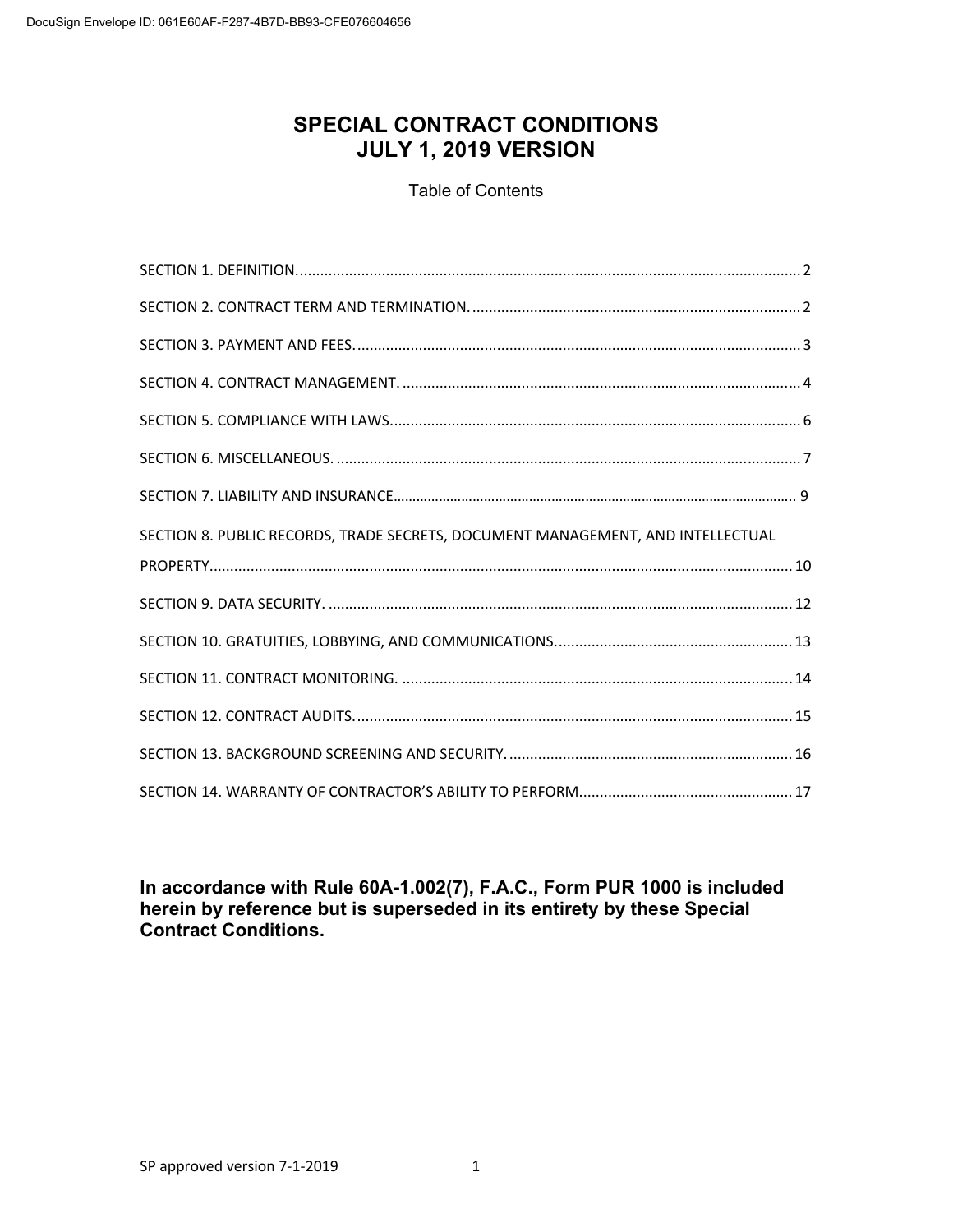# SPECIAL CONTRACT CONDITIONS
# JULY 1, 2019 VERSION

Table of Contents

SECTION 1. DEFINITION. .......... 2

SECTION 2. CONTRACT TERM AND TERMINATION. .......... 2

SECTION 3. PAYMENT AND FEES. .......... 3

SECTION 4. CONTRACT MANAGEMENT. .......... 4

SECTION 5. COMPLIANCE WITH LAWS. .......... 6

SECTION 6. MISCELLANEOUS. .......... 7

SECTION 7. LIABILITY AND INSURANCE .......... 9

SECTION 8. PUBLIC RECORDS, TRADE SECRETS, DOCUMENT MANAGEMENT, AND INTELLECTUAL PROPERTY .......... 10

SECTION 9. DATA SECURITY. .......... 12

SECTION 10. GRATUITIES, LOBBYING, AND COMMUNICATIONS. .......... 13

SECTION 11. CONTRACT MONITORING. .......... 14

SECTION 12. CONTRACT AUDITS. .......... 15

SECTION 13. BACKGROUND SCREENING AND SECURITY. .......... 16

SECTION 14. WARRANTY OF CONTRACTOR'S ABILITY TO PERFORM .......... 17

**In accordance with Rule 60A-1.002(7), F.A.C., Form PUR 1000 is included herein by reference but is superseded in its entirety by these Special Contract Conditions.**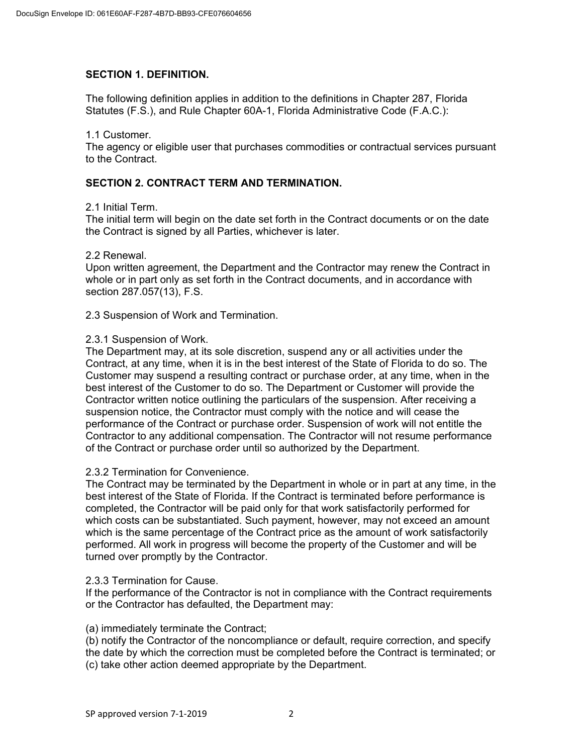## SECTION 1. DEFINITION.

The following definition applies in addition to the definitions in Chapter 287, Florida Statutes (F.S.), and Rule Chapter 60A-1, Florida Administrative Code (F.A.C.):

1.1 Customer.
The agency or eligible user that purchases commodities or contractual services pursuant to the Contract.

## SECTION 2. CONTRACT TERM AND TERMINATION.

2.1 Initial Term.
The initial term will begin on the date set forth in the Contract documents or on the date the Contract is signed by all Parties, whichever is later.

2.2 Renewal.
Upon written agreement, the Department and the Contractor may renew the Contract in whole or in part only as set forth in the Contract documents, and in accordance with section 287.057(13), F.S.

2.3 Suspension of Work and Termination.

2.3.1 Suspension of Work.
The Department may, at its sole discretion, suspend any or all activities under the Contract, at any time, when it is in the best interest of the State of Florida to do so. The Customer may suspend a resulting contract or purchase order, at any time, when in the best interest of the Customer to do so. The Department or Customer will provide the Contractor written notice outlining the particulars of the suspension. After receiving a suspension notice, the Contractor must comply with the notice and will cease the performance of the Contract or purchase order. Suspension of work will not entitle the Contractor to any additional compensation. The Contractor will not resume performance of the Contract or purchase order until so authorized by the Department.

2.3.2 Termination for Convenience.
The Contract may be terminated by the Department in whole or in part at any time, in the best interest of the State of Florida. If the Contract is terminated before performance is completed, the Contractor will be paid only for that work satisfactorily performed for which costs can be substantiated. Such payment, however, may not exceed an amount which is the same percentage of the Contract price as the amount of work satisfactorily performed. All work in progress will become the property of the Customer and will be turned over promptly by the Contractor.

2.3.3 Termination for Cause.
If the performance of the Contractor is not in compliance with the Contract requirements or the Contractor has defaulted, the Department may:

(a) immediately terminate the Contract;
(b) notify the Contractor of the noncompliance or default, require correction, and specify the date by which the correction must be completed before the Contract is terminated; or
(c) take other action deemed appropriate by the Department.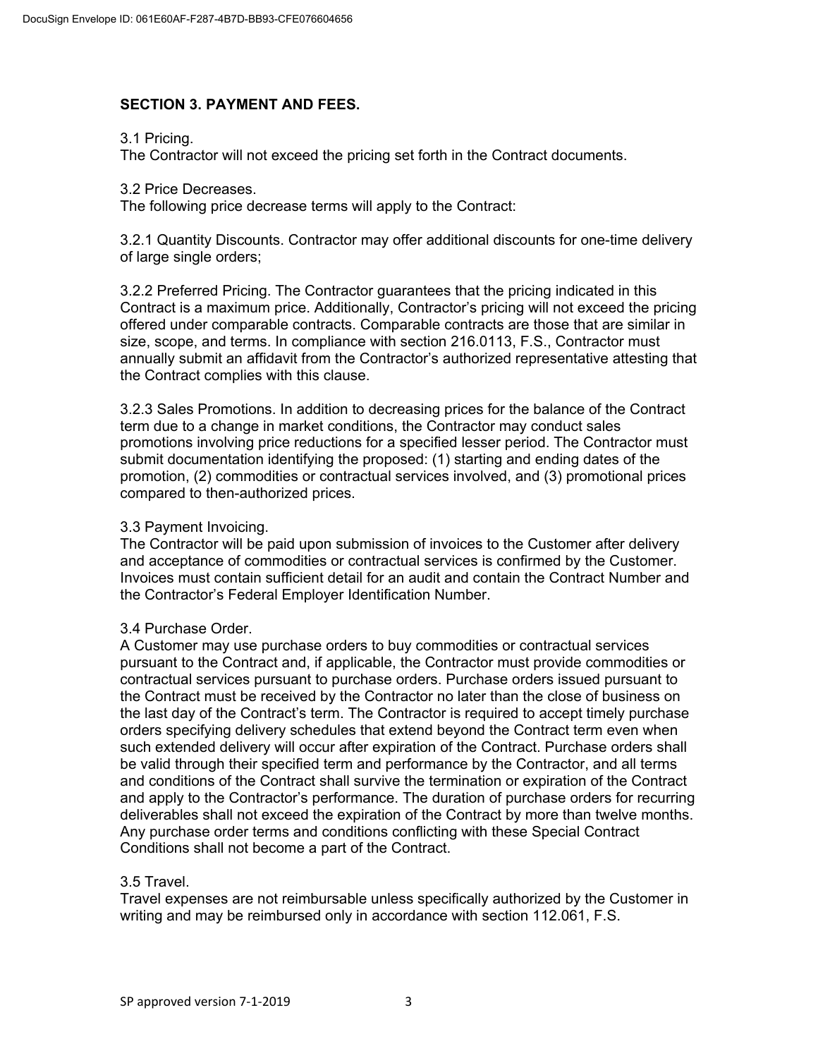## SECTION 3. PAYMENT AND FEES.

3.1 Pricing.
The Contractor will not exceed the pricing set forth in the Contract documents.

3.2 Price Decreases.
The following price decrease terms will apply to the Contract:

3.2.1 Quantity Discounts. Contractor may offer additional discounts for one-time delivery of large single orders;

3.2.2 Preferred Pricing. The Contractor guarantees that the pricing indicated in this Contract is a maximum price. Additionally, Contractor's pricing will not exceed the pricing offered under comparable contracts. Comparable contracts are those that are similar in size, scope, and terms. In compliance with section 216.0113, F.S., Contractor must annually submit an affidavit from the Contractor's authorized representative attesting that the Contract complies with this clause.

3.2.3 Sales Promotions. In addition to decreasing prices for the balance of the Contract term due to a change in market conditions, the Contractor may conduct sales promotions involving price reductions for a specified lesser period. The Contractor must submit documentation identifying the proposed: (1) starting and ending dates of the promotion, (2) commodities or contractual services involved, and (3) promotional prices compared to then-authorized prices.

3.3 Payment Invoicing.
The Contractor will be paid upon submission of invoices to the Customer after delivery and acceptance of commodities or contractual services is confirmed by the Customer. Invoices must contain sufficient detail for an audit and contain the Contract Number and the Contractor's Federal Employer Identification Number.

3.4 Purchase Order.
A Customer may use purchase orders to buy commodities or contractual services pursuant to the Contract and, if applicable, the Contractor must provide commodities or contractual services pursuant to purchase orders. Purchase orders issued pursuant to the Contract must be received by the Contractor no later than the close of business on the last day of the Contract's term. The Contractor is required to accept timely purchase orders specifying delivery schedules that extend beyond the Contract term even when such extended delivery will occur after expiration of the Contract. Purchase orders shall be valid through their specified term and performance by the Contractor, and all terms and conditions of the Contract shall survive the termination or expiration of the Contract and apply to the Contractor's performance. The duration of purchase orders for recurring deliverables shall not exceed the expiration of the Contract by more than twelve months. Any purchase order terms and conditions conflicting with these Special Contract Conditions shall not become a part of the Contract.

3.5 Travel.
Travel expenses are not reimbursable unless specifically authorized by the Customer in writing and may be reimbursed only in accordance with section 112.061, F.S.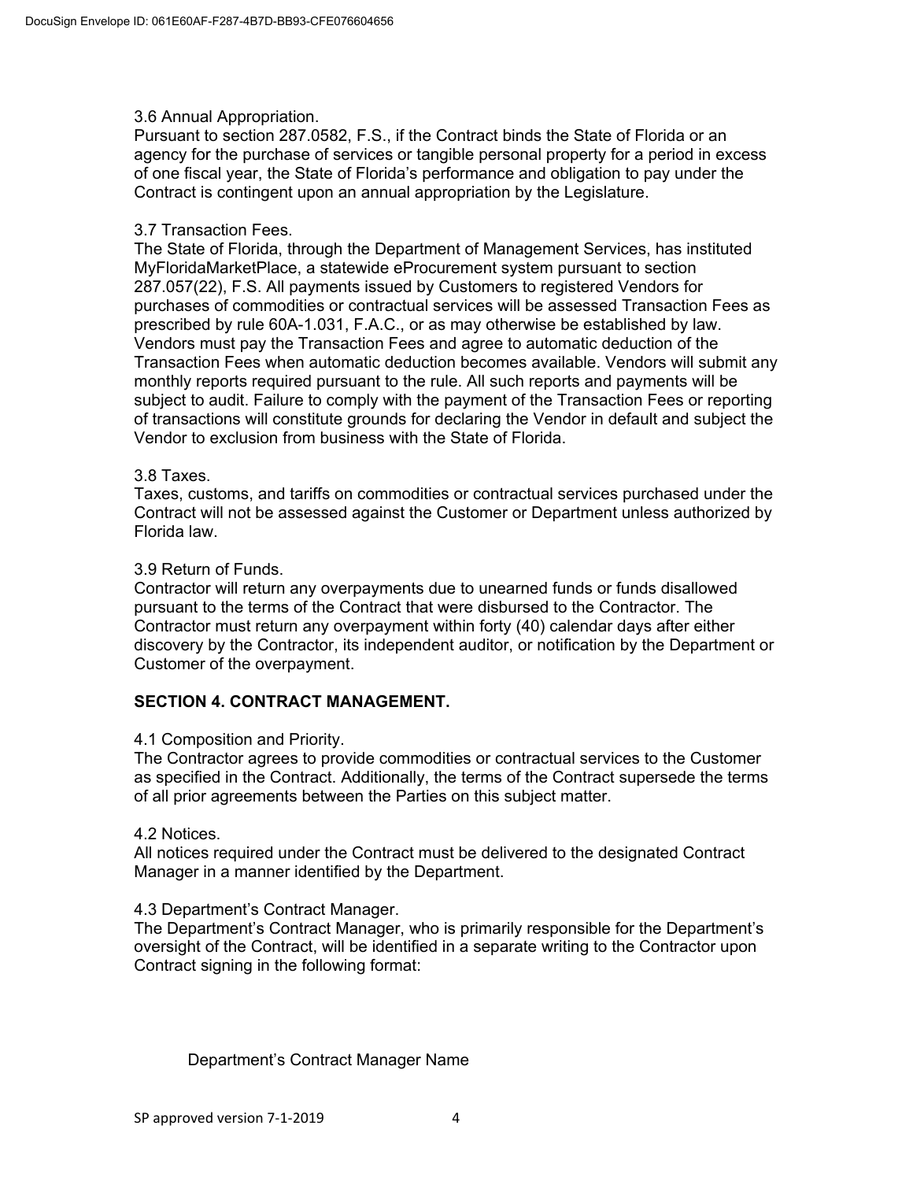3.6 Annual Appropriation.
Pursuant to section 287.0582, F.S., if the Contract binds the State of Florida or an agency for the purchase of services or tangible personal property for a period in excess of one fiscal year, the State of Florida's performance and obligation to pay under the Contract is contingent upon an annual appropriation by the Legislature.

3.7 Transaction Fees.
The State of Florida, through the Department of Management Services, has instituted MyFloridaMarketPlace, a statewide eProcurement system pursuant to section 287.057(22), F.S. All payments issued by Customers to registered Vendors for purchases of commodities or contractual services will be assessed Transaction Fees as prescribed by rule 60A-1.031, F.A.C., or as may otherwise be established by law. Vendors must pay the Transaction Fees and agree to automatic deduction of the Transaction Fees when automatic deduction becomes available. Vendors will submit any monthly reports required pursuant to the rule. All such reports and payments will be subject to audit. Failure to comply with the payment of the Transaction Fees or reporting of transactions will constitute grounds for declaring the Vendor in default and subject the Vendor to exclusion from business with the State of Florida.

3.8 Taxes.
Taxes, customs, and tariffs on commodities or contractual services purchased under the Contract will not be assessed against the Customer or Department unless authorized by Florida law.

3.9 Return of Funds.
Contractor will return any overpayments due to unearned funds or funds disallowed pursuant to the terms of the Contract that were disbursed to the Contractor. The Contractor must return any overpayment within forty (40) calendar days after either discovery by the Contractor, its independent auditor, or notification by the Department or Customer of the overpayment.

## SECTION 4. CONTRACT MANAGEMENT.

4.1 Composition and Priority.
The Contractor agrees to provide commodities or contractual services to the Customer as specified in the Contract. Additionally, the terms of the Contract supersede the terms of all prior agreements between the Parties on this subject matter.

4.2 Notices.
All notices required under the Contract must be delivered to the designated Contract Manager in a manner identified by the Department.

4.3 Department's Contract Manager.
The Department's Contract Manager, who is primarily responsible for the Department's oversight of the Contract, will be identified in a separate writing to the Contractor upon Contract signing in the following format:

Department's Contract Manager Name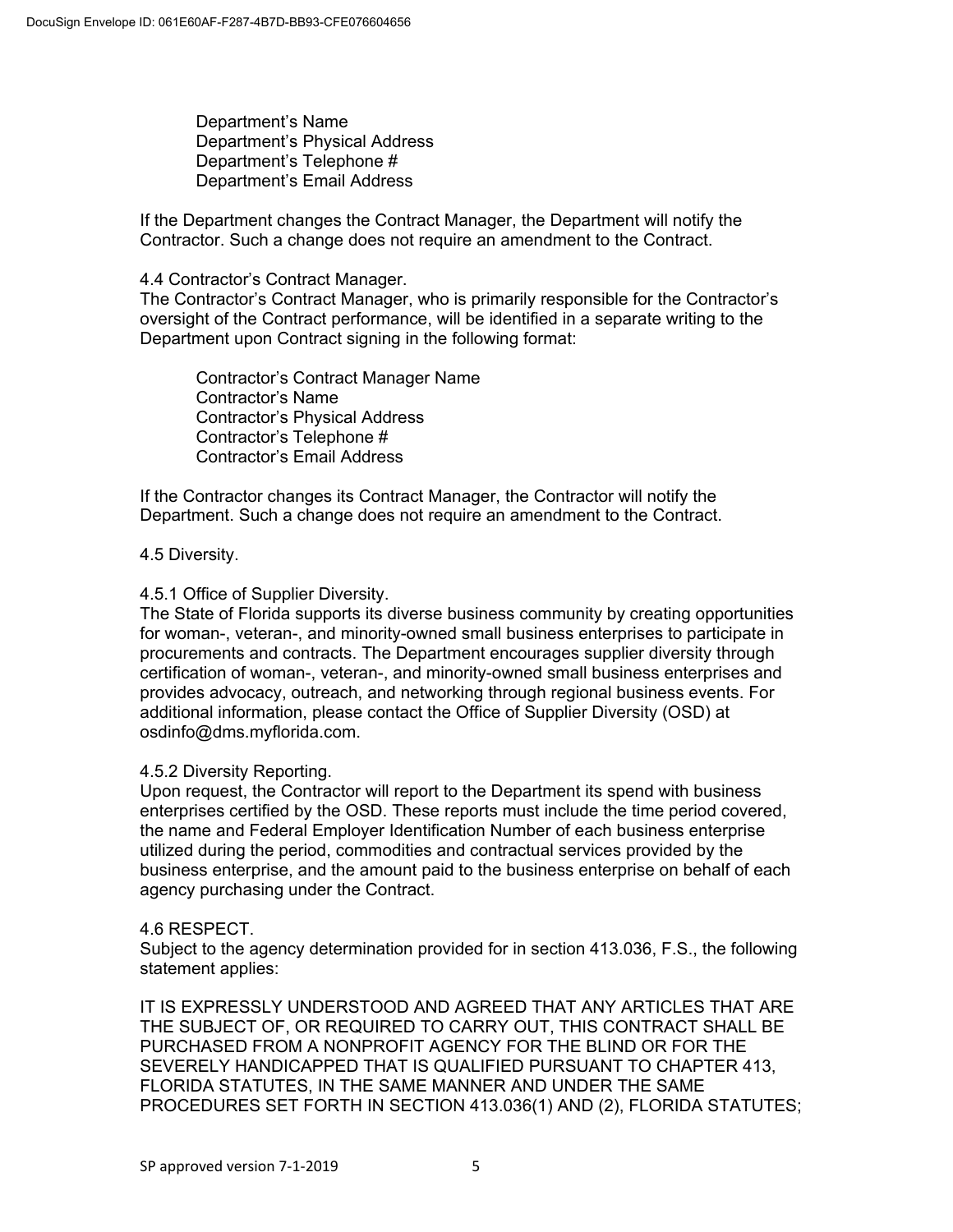Department's Name
Department's Physical Address
Department's Telephone #
Department's Email Address

If the Department changes the Contract Manager, the Department will notify the Contractor. Such a change does not require an amendment to the Contract.

4.4 Contractor's Contract Manager.
The Contractor's Contract Manager, who is primarily responsible for the Contractor's oversight of the Contract performance, will be identified in a separate writing to the Department upon Contract signing in the following format:

Contractor's Contract Manager Name
Contractor's Name
Contractor's Physical Address
Contractor's Telephone #
Contractor's Email Address

If the Contractor changes its Contract Manager, the Contractor will notify the Department. Such a change does not require an amendment to the Contract.

4.5 Diversity.

4.5.1 Office of Supplier Diversity.
The State of Florida supports its diverse business community by creating opportunities for woman-, veteran-, and minority-owned small business enterprises to participate in procurements and contracts. The Department encourages supplier diversity through certification of woman-, veteran-, and minority-owned small business enterprises and provides advocacy, outreach, and networking through regional business events. For additional information, please contact the Office of Supplier Diversity (OSD) at osdinfo@dms.myflorida.com.

4.5.2 Diversity Reporting.
Upon request, the Contractor will report to the Department its spend with business enterprises certified by the OSD. These reports must include the time period covered, the name and Federal Employer Identification Number of each business enterprise utilized during the period, commodities and contractual services provided by the business enterprise, and the amount paid to the business enterprise on behalf of each agency purchasing under the Contract.

4.6 RESPECT.
Subject to the agency determination provided for in section 413.036, F.S., the following statement applies:

IT IS EXPRESSLY UNDERSTOOD AND AGREED THAT ANY ARTICLES THAT ARE THE SUBJECT OF, OR REQUIRED TO CARRY OUT, THIS CONTRACT SHALL BE PURCHASED FROM A NONPROFIT AGENCY FOR THE BLIND OR FOR THE SEVERELY HANDICAPPED THAT IS QUALIFIED PURSUANT TO CHAPTER 413, FLORIDA STATUTES, IN THE SAME MANNER AND UNDER THE SAME PROCEDURES SET FORTH IN SECTION 413.036(1) AND (2), FLORIDA STATUTES;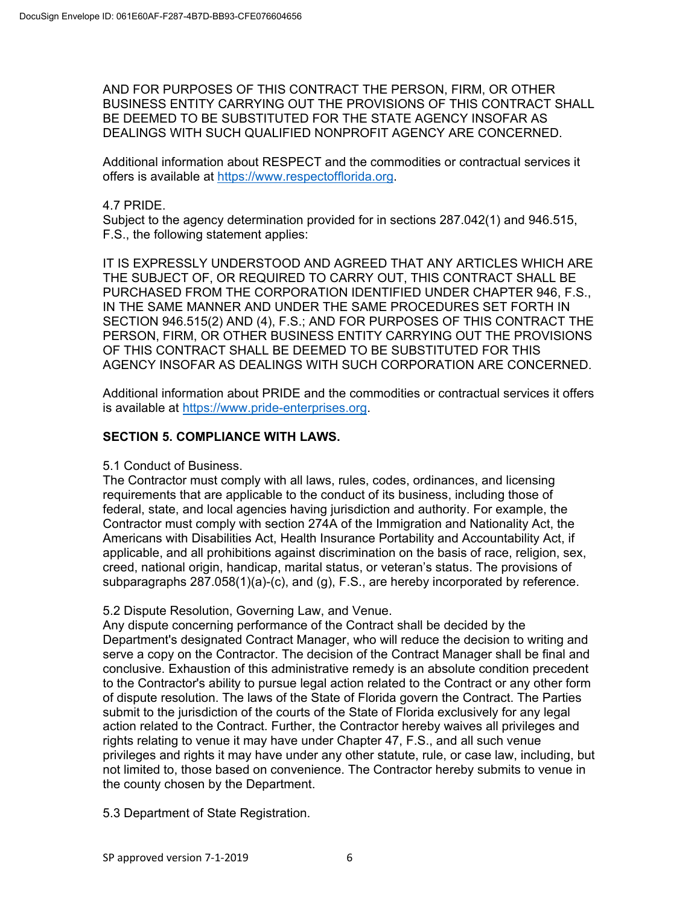AND FOR PURPOSES OF THIS CONTRACT THE PERSON, FIRM, OR OTHER BUSINESS ENTITY CARRYING OUT THE PROVISIONS OF THIS CONTRACT SHALL BE DEEMED TO BE SUBSTITUTED FOR THE STATE AGENCY INSOFAR AS DEALINGS WITH SUCH QUALIFIED NONPROFIT AGENCY ARE CONCERNED.

Additional information about RESPECT and the commodities or contractual services it offers is available at https://www.respectofflorida.org.

4.7 PRIDE.
Subject to the agency determination provided for in sections 287.042(1) and 946.515, F.S., the following statement applies:

IT IS EXPRESSLY UNDERSTOOD AND AGREED THAT ANY ARTICLES WHICH ARE THE SUBJECT OF, OR REQUIRED TO CARRY OUT, THIS CONTRACT SHALL BE PURCHASED FROM THE CORPORATION IDENTIFIED UNDER CHAPTER 946, F.S., IN THE SAME MANNER AND UNDER THE SAME PROCEDURES SET FORTH IN SECTION 946.515(2) AND (4), F.S.; AND FOR PURPOSES OF THIS CONTRACT THE PERSON, FIRM, OR OTHER BUSINESS ENTITY CARRYING OUT THE PROVISIONS OF THIS CONTRACT SHALL BE DEEMED TO BE SUBSTITUTED FOR THIS AGENCY INSOFAR AS DEALINGS WITH SUCH CORPORATION ARE CONCERNED.

Additional information about PRIDE and the commodities or contractual services it offers is available at https://www.pride-enterprises.org.

**SECTION 5. COMPLIANCE WITH LAWS.**

5.1 Conduct of Business.
The Contractor must comply with all laws, rules, codes, ordinances, and licensing requirements that are applicable to the conduct of its business, including those of federal, state, and local agencies having jurisdiction and authority. For example, the Contractor must comply with section 274A of the Immigration and Nationality Act, the Americans with Disabilities Act, Health Insurance Portability and Accountability Act, if applicable, and all prohibitions against discrimination on the basis of race, religion, sex, creed, national origin, handicap, marital status, or veteran's status. The provisions of subparagraphs 287.058(1)(a)-(c), and (g), F.S., are hereby incorporated by reference.

5.2 Dispute Resolution, Governing Law, and Venue.
Any dispute concerning performance of the Contract shall be decided by the Department's designated Contract Manager, who will reduce the decision to writing and serve a copy on the Contractor. The decision of the Contract Manager shall be final and conclusive. Exhaustion of this administrative remedy is an absolute condition precedent to the Contractor's ability to pursue legal action related to the Contract or any other form of dispute resolution. The laws of the State of Florida govern the Contract. The Parties submit to the jurisdiction of the courts of the State of Florida exclusively for any legal action related to the Contract. Further, the Contractor hereby waives all privileges and rights relating to venue it may have under Chapter 47, F.S., and all such venue privileges and rights it may have under any other statute, rule, or case law, including, but not limited to, those based on convenience. The Contractor hereby submits to venue in the county chosen by the Department.

5.3 Department of State Registration.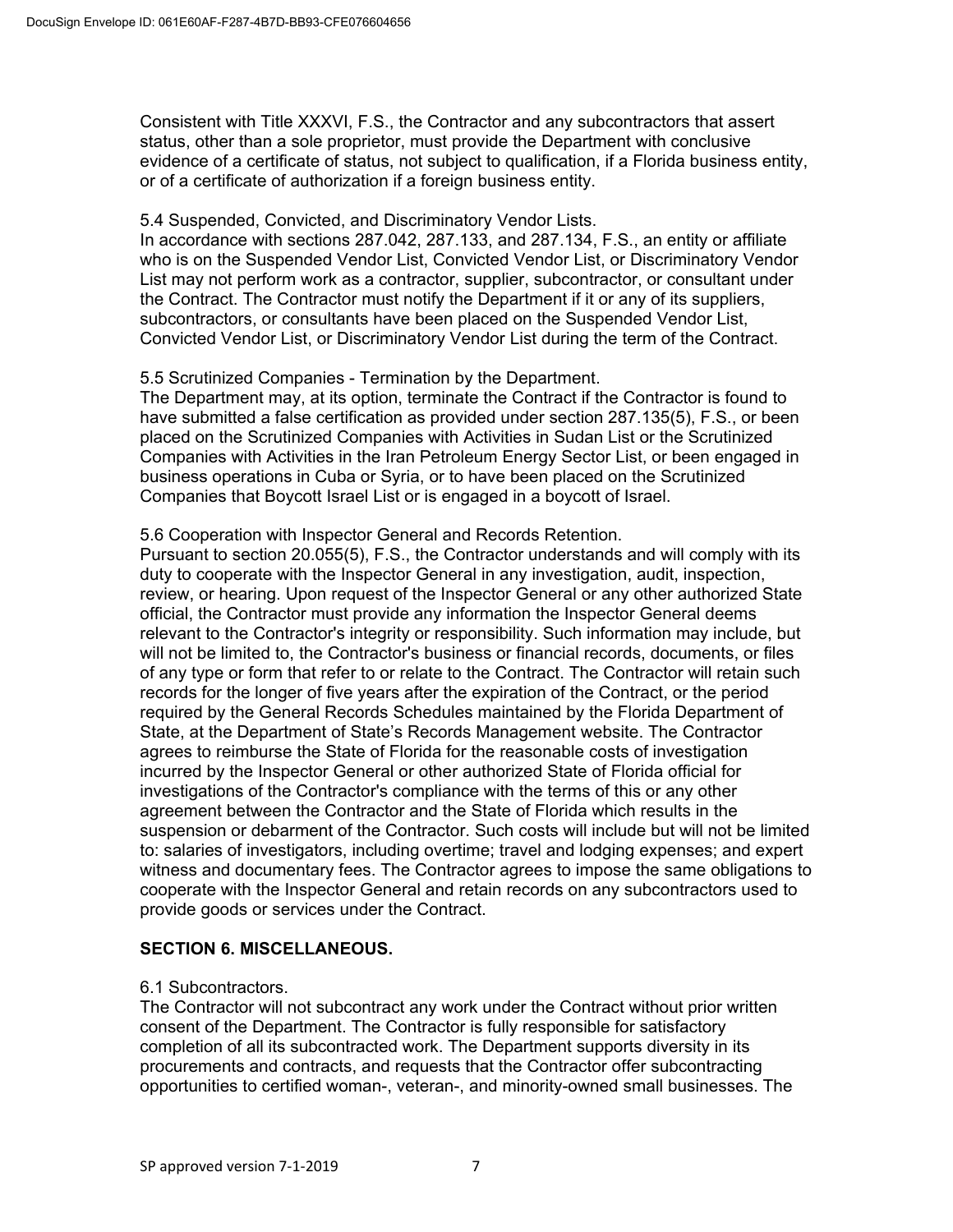Consistent with Title XXXVI, F.S., the Contractor and any subcontractors that assert status, other than a sole proprietor, must provide the Department with conclusive evidence of a certificate of status, not subject to qualification, if a Florida business entity, or of a certificate of authorization if a foreign business entity.

5.4 Suspended, Convicted, and Discriminatory Vendor Lists.
In accordance with sections 287.042, 287.133, and 287.134, F.S., an entity or affiliate who is on the Suspended Vendor List, Convicted Vendor List, or Discriminatory Vendor List may not perform work as a contractor, supplier, subcontractor, or consultant under the Contract. The Contractor must notify the Department if it or any of its suppliers, subcontractors, or consultants have been placed on the Suspended Vendor List, Convicted Vendor List, or Discriminatory Vendor List during the term of the Contract.

5.5 Scrutinized Companies - Termination by the Department.
The Department may, at its option, terminate the Contract if the Contractor is found to have submitted a false certification as provided under section 287.135(5), F.S., or been placed on the Scrutinized Companies with Activities in Sudan List or the Scrutinized Companies with Activities in the Iran Petroleum Energy Sector List, or been engaged in business operations in Cuba or Syria, or to have been placed on the Scrutinized Companies that Boycott Israel List or is engaged in a boycott of Israel.

5.6 Cooperation with Inspector General and Records Retention.
Pursuant to section 20.055(5), F.S., the Contractor understands and will comply with its duty to cooperate with the Inspector General in any investigation, audit, inspection, review, or hearing. Upon request of the Inspector General or any other authorized State official, the Contractor must provide any information the Inspector General deems relevant to the Contractor's integrity or responsibility. Such information may include, but will not be limited to, the Contractor's business or financial records, documents, or files of any type or form that refer to or relate to the Contract. The Contractor will retain such records for the longer of five years after the expiration of the Contract, or the period required by the General Records Schedules maintained by the Florida Department of State, at the Department of State's Records Management website. The Contractor agrees to reimburse the State of Florida for the reasonable costs of investigation incurred by the Inspector General or other authorized State of Florida official for investigations of the Contractor's compliance with the terms of this or any other agreement between the Contractor and the State of Florida which results in the suspension or debarment of the Contractor. Such costs will include but will not be limited to: salaries of investigators, including overtime; travel and lodging expenses; and expert witness and documentary fees. The Contractor agrees to impose the same obligations to cooperate with the Inspector General and retain records on any subcontractors used to provide goods or services under the Contract.

## SECTION 6. MISCELLANEOUS.

6.1 Subcontractors.
The Contractor will not subcontract any work under the Contract without prior written consent of the Department. The Contractor is fully responsible for satisfactory completion of all its subcontracted work. The Department supports diversity in its procurements and contracts, and requests that the Contractor offer subcontracting opportunities to certified woman-, veteran-, and minority-owned small businesses. The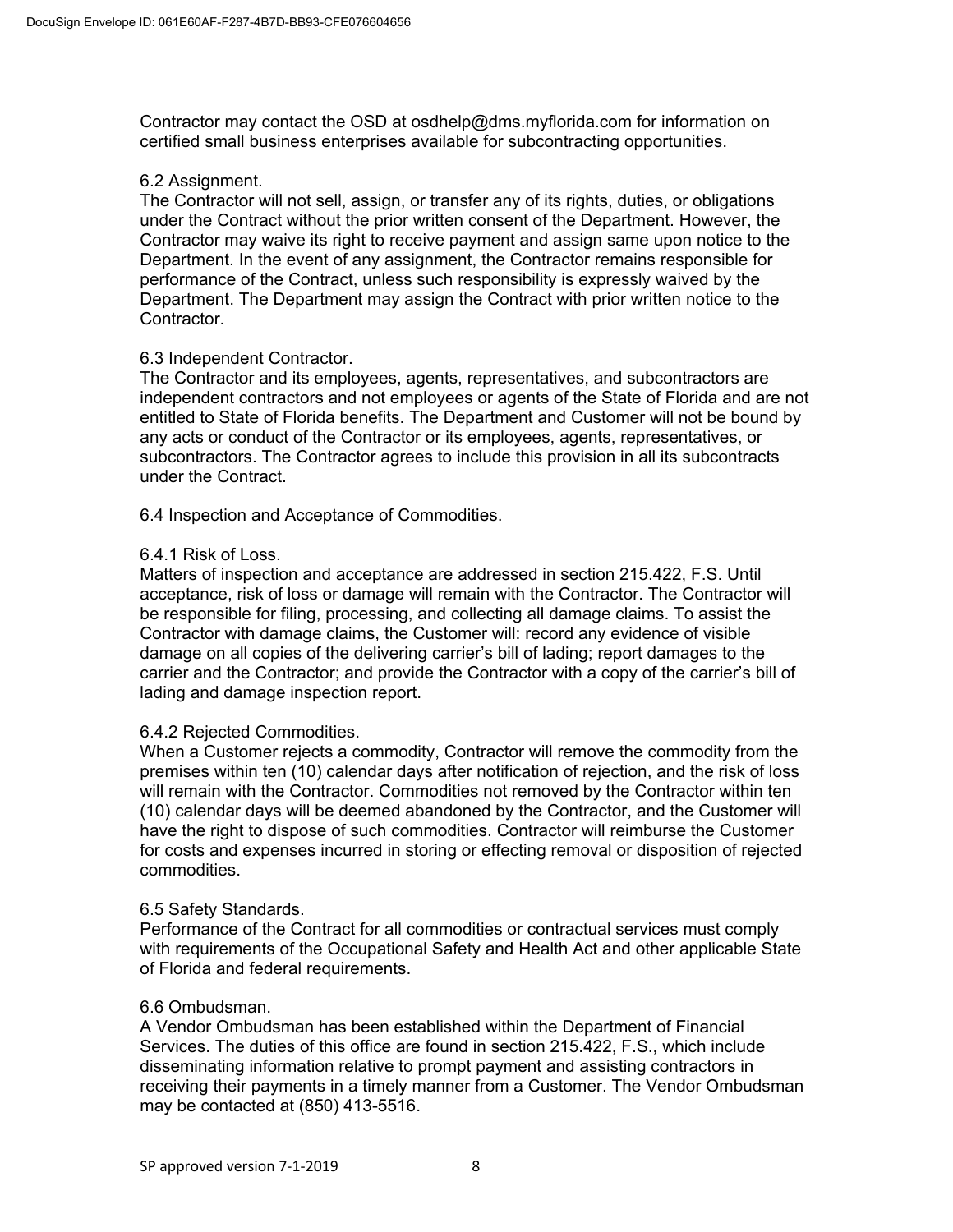Contractor may contact the OSD at osdhelp@dms.myflorida.com for information on certified small business enterprises available for subcontracting opportunities.

### 6.2 Assignment.

The Contractor will not sell, assign, or transfer any of its rights, duties, or obligations under the Contract without the prior written consent of the Department. However, the Contractor may waive its right to receive payment and assign same upon notice to the Department. In the event of any assignment, the Contractor remains responsible for performance of the Contract, unless such responsibility is expressly waived by the Department. The Department may assign the Contract with prior written notice to the Contractor.

### 6.3 Independent Contractor.

The Contractor and its employees, agents, representatives, and subcontractors are independent contractors and not employees or agents of the State of Florida and are not entitled to State of Florida benefits. The Department and Customer will not be bound by any acts or conduct of the Contractor or its employees, agents, representatives, or subcontractors. The Contractor agrees to include this provision in all its subcontracts under the Contract.

### 6.4 Inspection and Acceptance of Commodities.

#### 6.4.1 Risk of Loss.

Matters of inspection and acceptance are addressed in section 215.422, F.S. Until acceptance, risk of loss or damage will remain with the Contractor. The Contractor will be responsible for filing, processing, and collecting all damage claims. To assist the Contractor with damage claims, the Customer will: record any evidence of visible damage on all copies of the delivering carrier's bill of lading; report damages to the carrier and the Contractor; and provide the Contractor with a copy of the carrier's bill of lading and damage inspection report.

#### 6.4.2 Rejected Commodities.

When a Customer rejects a commodity, Contractor will remove the commodity from the premises within ten (10) calendar days after notification of rejection, and the risk of loss will remain with the Contractor. Commodities not removed by the Contractor within ten (10) calendar days will be deemed abandoned by the Contractor, and the Customer will have the right to dispose of such commodities. Contractor will reimburse the Customer for costs and expenses incurred in storing or effecting removal or disposition of rejected commodities.

### 6.5 Safety Standards.

Performance of the Contract for all commodities or contractual services must comply with requirements of the Occupational Safety and Health Act and other applicable State of Florida and federal requirements.

### 6.6 Ombudsman.

A Vendor Ombudsman has been established within the Department of Financial Services. The duties of this office are found in section 215.422, F.S., which include disseminating information relative to prompt payment and assisting contractors in receiving their payments in a timely manner from a Customer. The Vendor Ombudsman may be contacted at (850) 413-5516.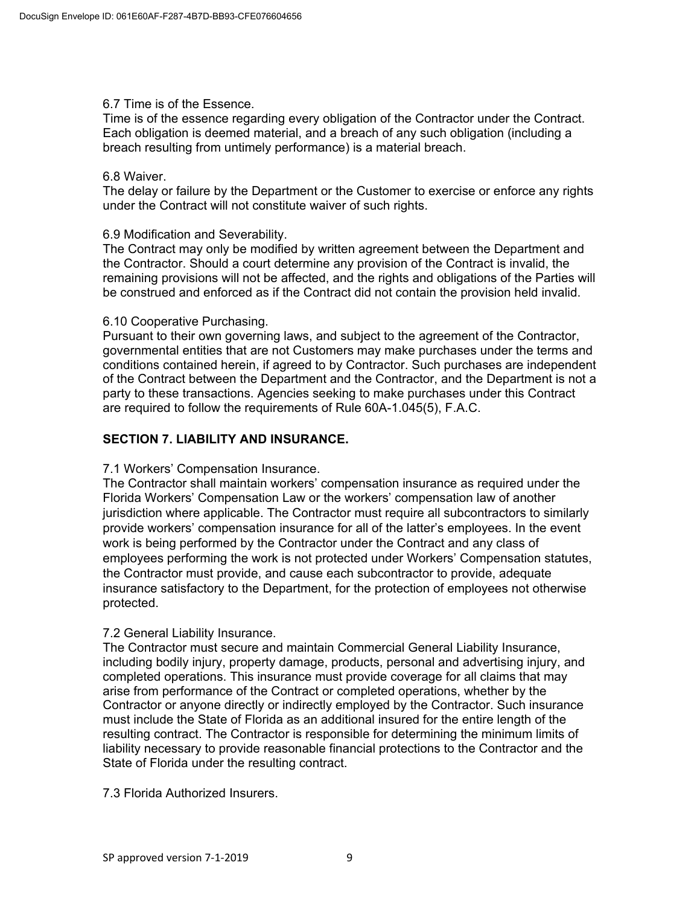6.7 Time is of the Essence.

Time is of the essence regarding every obligation of the Contractor under the Contract. Each obligation is deemed material, and a breach of any such obligation (including a breach resulting from untimely performance) is a material breach.

6.8 Waiver.

The delay or failure by the Department or the Customer to exercise or enforce any rights under the Contract will not constitute waiver of such rights.

6.9 Modification and Severability.

The Contract may only be modified by written agreement between the Department and the Contractor. Should a court determine any provision of the Contract is invalid, the remaining provisions will not be affected, and the rights and obligations of the Parties will be construed and enforced as if the Contract did not contain the provision held invalid.

6.10 Cooperative Purchasing.

Pursuant to their own governing laws, and subject to the agreement of the Contractor, governmental entities that are not Customers may make purchases under the terms and conditions contained herein, if agreed to by Contractor. Such purchases are independent of the Contract between the Department and the Contractor, and the Department is not a party to these transactions. Agencies seeking to make purchases under this Contract are required to follow the requirements of Rule 60A-1.045(5), F.A.C.

## SECTION 7. LIABILITY AND INSURANCE.

7.1 Workers' Compensation Insurance.

The Contractor shall maintain workers' compensation insurance as required under the Florida Workers' Compensation Law or the workers' compensation law of another jurisdiction where applicable. The Contractor must require all subcontractors to similarly provide workers' compensation insurance for all of the latter's employees. In the event work is being performed by the Contractor under the Contract and any class of employees performing the work is not protected under Workers' Compensation statutes, the Contractor must provide, and cause each subcontractor to provide, adequate insurance satisfactory to the Department, for the protection of employees not otherwise protected.

7.2 General Liability Insurance.

The Contractor must secure and maintain Commercial General Liability Insurance, including bodily injury, property damage, products, personal and advertising injury, and completed operations. This insurance must provide coverage for all claims that may arise from performance of the Contract or completed operations, whether by the Contractor or anyone directly or indirectly employed by the Contractor. Such insurance must include the State of Florida as an additional insured for the entire length of the resulting contract. The Contractor is responsible for determining the minimum limits of liability necessary to provide reasonable financial protections to the Contractor and the State of Florida under the resulting contract.

7.3 Florida Authorized Insurers.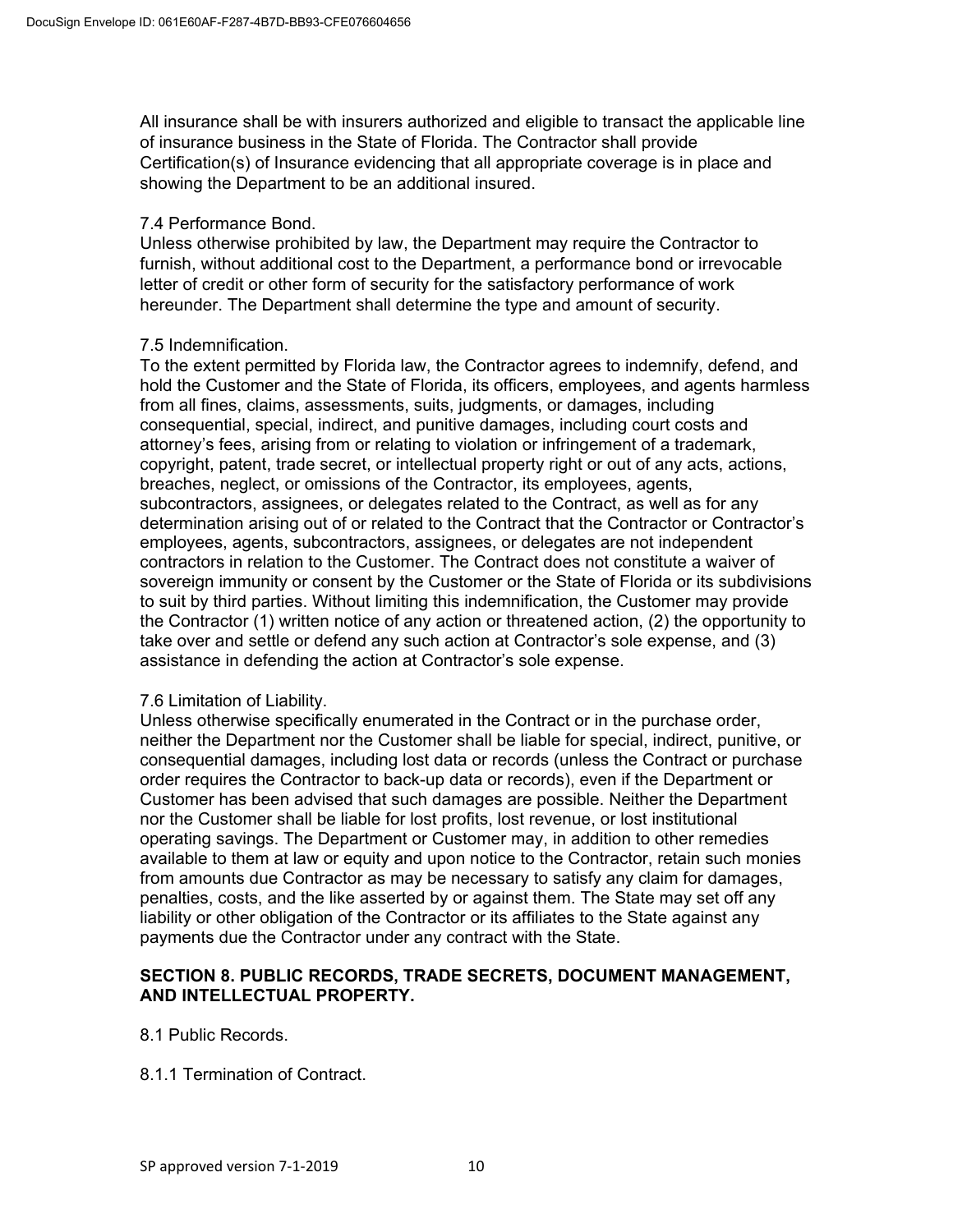All insurance shall be with insurers authorized and eligible to transact the applicable line of insurance business in the State of Florida. The Contractor shall provide Certification(s) of Insurance evidencing that all appropriate coverage is in place and showing the Department to be an additional insured.

7.4 Performance Bond.
Unless otherwise prohibited by law, the Department may require the Contractor to furnish, without additional cost to the Department, a performance bond or irrevocable letter of credit or other form of security for the satisfactory performance of work hereunder. The Department shall determine the type and amount of security.

7.5 Indemnification.
To the extent permitted by Florida law, the Contractor agrees to indemnify, defend, and hold the Customer and the State of Florida, its officers, employees, and agents harmless from all fines, claims, assessments, suits, judgments, or damages, including consequential, special, indirect, and punitive damages, including court costs and attorney's fees, arising from or relating to violation or infringement of a trademark, copyright, patent, trade secret, or intellectual property right or out of any acts, actions, breaches, neglect, or omissions of the Contractor, its employees, agents, subcontractors, assignees, or delegates related to the Contract, as well as for any determination arising out of or related to the Contract that the Contractor or Contractor's employees, agents, subcontractors, assignees, or delegates are not independent contractors in relation to the Customer. The Contract does not constitute a waiver of sovereign immunity or consent by the Customer or the State of Florida or its subdivisions to suit by third parties. Without limiting this indemnification, the Customer may provide the Contractor (1) written notice of any action or threatened action, (2) the opportunity to take over and settle or defend any such action at Contractor's sole expense, and (3) assistance in defending the action at Contractor's sole expense.

7.6 Limitation of Liability.
Unless otherwise specifically enumerated in the Contract or in the purchase order, neither the Department nor the Customer shall be liable for special, indirect, punitive, or consequential damages, including lost data or records (unless the Contract or purchase order requires the Contractor to back-up data or records), even if the Department or Customer has been advised that such damages are possible. Neither the Department nor the Customer shall be liable for lost profits, lost revenue, or lost institutional operating savings. The Department or Customer may, in addition to other remedies available to them at law or equity and upon notice to the Contractor, retain such monies from amounts due Contractor as may be necessary to satisfy any claim for damages, penalties, costs, and the like asserted by or against them. The State may set off any liability or other obligation of the Contractor or its affiliates to the State against any payments due the Contractor under any contract with the State.

## SECTION 8. PUBLIC RECORDS, TRADE SECRETS, DOCUMENT MANAGEMENT, AND INTELLECTUAL PROPERTY.

8.1 Public Records.

8.1.1 Termination of Contract.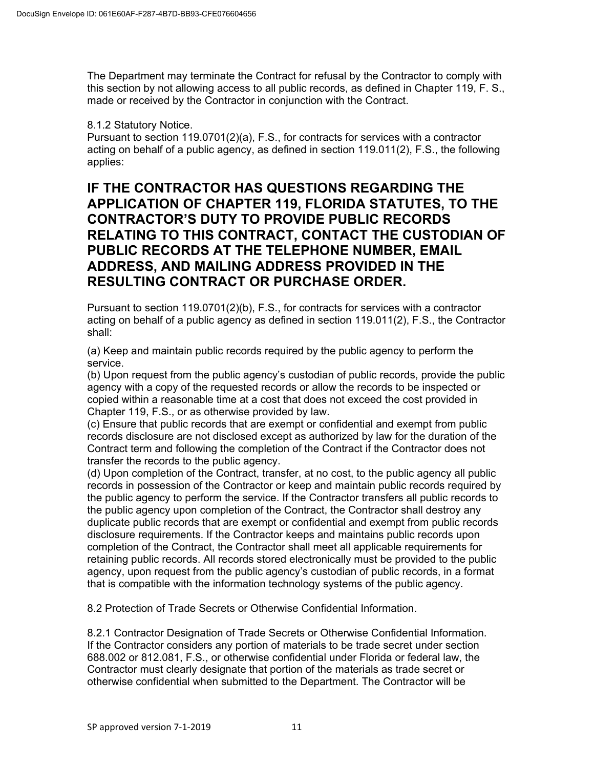The Department may terminate the Contract for refusal by the Contractor to comply with this section by not allowing access to all public records, as defined in Chapter 119, F. S., made or received by the Contractor in conjunction with the Contract.

8.1.2 Statutory Notice.
Pursuant to section 119.0701(2)(a), F.S., for contracts for services with a contractor acting on behalf of a public agency, as defined in section 119.011(2), F.S., the following applies:

**IF THE CONTRACTOR HAS QUESTIONS REGARDING THE APPLICATION OF CHAPTER 119, FLORIDA STATUTES, TO THE CONTRACTOR'S DUTY TO PROVIDE PUBLIC RECORDS RELATING TO THIS CONTRACT, CONTACT THE CUSTODIAN OF PUBLIC RECORDS AT THE TELEPHONE NUMBER, EMAIL ADDRESS, AND MAILING ADDRESS PROVIDED IN THE RESULTING CONTRACT OR PURCHASE ORDER.**

Pursuant to section 119.0701(2)(b), F.S., for contracts for services with a contractor acting on behalf of a public agency as defined in section 119.011(2), F.S., the Contractor shall:

(a) Keep and maintain public records required by the public agency to perform the service.
(b) Upon request from the public agency's custodian of public records, provide the public agency with a copy of the requested records or allow the records to be inspected or copied within a reasonable time at a cost that does not exceed the cost provided in Chapter 119, F.S., or as otherwise provided by law.
(c) Ensure that public records that are exempt or confidential and exempt from public records disclosure are not disclosed except as authorized by law for the duration of the Contract term and following the completion of the Contract if the Contractor does not transfer the records to the public agency.
(d) Upon completion of the Contract, transfer, at no cost, to the public agency all public records in possession of the Contractor or keep and maintain public records required by the public agency to perform the service. If the Contractor transfers all public records to the public agency upon completion of the Contract, the Contractor shall destroy any duplicate public records that are exempt or confidential and exempt from public records disclosure requirements. If the Contractor keeps and maintains public records upon completion of the Contract, the Contractor shall meet all applicable requirements for retaining public records. All records stored electronically must be provided to the public agency, upon request from the public agency's custodian of public records, in a format that is compatible with the information technology systems of the public agency.

8.2 Protection of Trade Secrets or Otherwise Confidential Information.

8.2.1 Contractor Designation of Trade Secrets or Otherwise Confidential Information.
If the Contractor considers any portion of materials to be trade secret under section 688.002 or 812.081, F.S., or otherwise confidential under Florida or federal law, the Contractor must clearly designate that portion of the materials as trade secret or otherwise confidential when submitted to the Department. The Contractor will be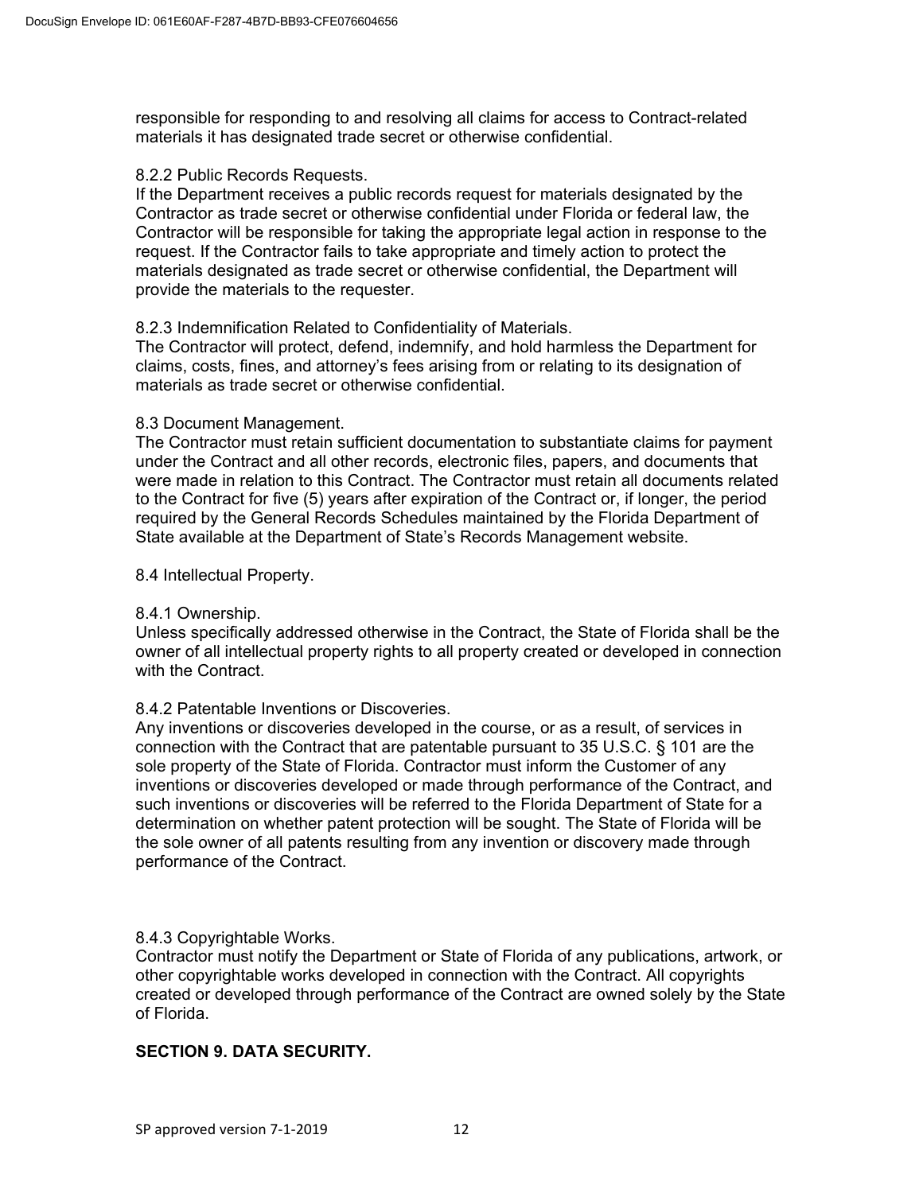responsible for responding to and resolving all claims for access to Contract-related materials it has designated trade secret or otherwise confidential.

8.2.2 Public Records Requests.
If the Department receives a public records request for materials designated by the Contractor as trade secret or otherwise confidential under Florida or federal law, the Contractor will be responsible for taking the appropriate legal action in response to the request. If the Contractor fails to take appropriate and timely action to protect the materials designated as trade secret or otherwise confidential, the Department will provide the materials to the requester.

8.2.3 Indemnification Related to Confidentiality of Materials.
The Contractor will protect, defend, indemnify, and hold harmless the Department for claims, costs, fines, and attorney's fees arising from or relating to its designation of materials as trade secret or otherwise confidential.

8.3 Document Management.
The Contractor must retain sufficient documentation to substantiate claims for payment under the Contract and all other records, electronic files, papers, and documents that were made in relation to this Contract. The Contractor must retain all documents related to the Contract for five (5) years after expiration of the Contract or, if longer, the period required by the General Records Schedules maintained by the Florida Department of State available at the Department of State's Records Management website.

8.4 Intellectual Property.

8.4.1 Ownership.
Unless specifically addressed otherwise in the Contract, the State of Florida shall be the owner of all intellectual property rights to all property created or developed in connection with the Contract.

8.4.2 Patentable Inventions or Discoveries.
Any inventions or discoveries developed in the course, or as a result, of services in connection with the Contract that are patentable pursuant to 35 U.S.C. § 101 are the sole property of the State of Florida. Contractor must inform the Customer of any inventions or discoveries developed or made through performance of the Contract, and such inventions or discoveries will be referred to the Florida Department of State for a determination on whether patent protection will be sought. The State of Florida will be the sole owner of all patents resulting from any invention or discovery made through performance of the Contract.

8.4.3 Copyrightable Works.
Contractor must notify the Department or State of Florida of any publications, artwork, or other copyrightable works developed in connection with the Contract. All copyrights created or developed through performance of the Contract are owned solely by the State of Florida.

**SECTION 9. DATA SECURITY.**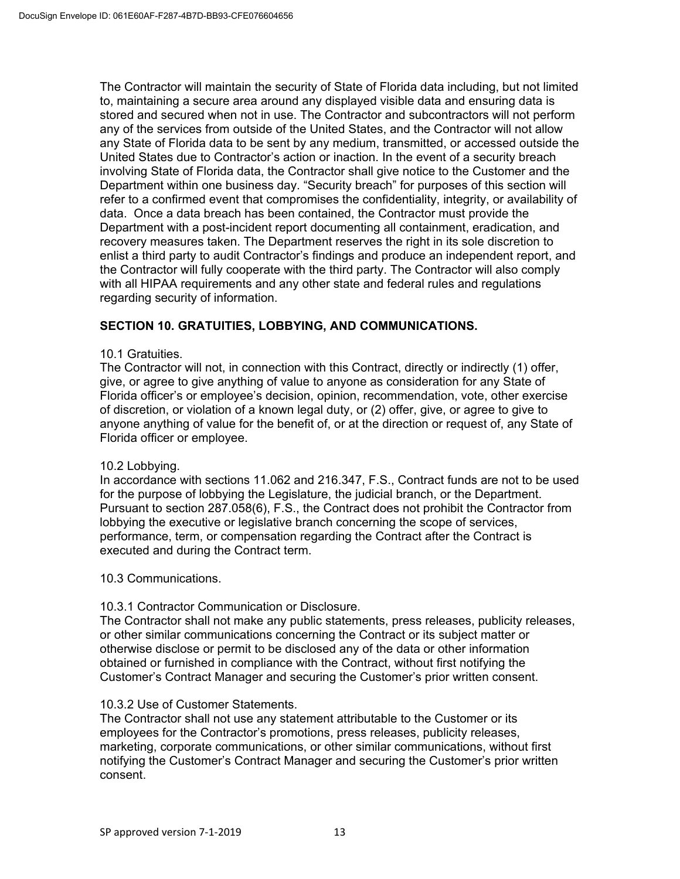The Contractor will maintain the security of State of Florida data including, but not limited to, maintaining a secure area around any displayed visible data and ensuring data is stored and secured when not in use. The Contractor and subcontractors will not perform any of the services from outside of the United States, and the Contractor will not allow any State of Florida data to be sent by any medium, transmitted, or accessed outside the United States due to Contractor's action or inaction. In the event of a security breach involving State of Florida data, the Contractor shall give notice to the Customer and the Department within one business day. "Security breach" for purposes of this section will refer to a confirmed event that compromises the confidentiality, integrity, or availability of data. Once a data breach has been contained, the Contractor must provide the Department with a post-incident report documenting all containment, eradication, and recovery measures taken. The Department reserves the right in its sole discretion to enlist a third party to audit Contractor's findings and produce an independent report, and the Contractor will fully cooperate with the third party. The Contractor will also comply with all HIPAA requirements and any other state and federal rules and regulations regarding security of information.

## SECTION 10. GRATUITIES, LOBBYING, AND COMMUNICATIONS.

10.1 Gratuities.
The Contractor will not, in connection with this Contract, directly or indirectly (1) offer, give, or agree to give anything of value to anyone as consideration for any State of Florida officer's or employee's decision, opinion, recommendation, vote, other exercise of discretion, or violation of a known legal duty, or (2) offer, give, or agree to give to anyone anything of value for the benefit of, or at the direction or request of, any State of Florida officer or employee.

10.2 Lobbying.
In accordance with sections 11.062 and 216.347, F.S., Contract funds are not to be used for the purpose of lobbying the Legislature, the judicial branch, or the Department. Pursuant to section 287.058(6), F.S., the Contract does not prohibit the Contractor from lobbying the executive or legislative branch concerning the scope of services, performance, term, or compensation regarding the Contract after the Contract is executed and during the Contract term.

10.3 Communications.

10.3.1 Contractor Communication or Disclosure.
The Contractor shall not make any public statements, press releases, publicity releases, or other similar communications concerning the Contract or its subject matter or otherwise disclose or permit to be disclosed any of the data or other information obtained or furnished in compliance with the Contract, without first notifying the Customer's Contract Manager and securing the Customer's prior written consent.

10.3.2 Use of Customer Statements.
The Contractor shall not use any statement attributable to the Customer or its employees for the Contractor's promotions, press releases, publicity releases, marketing, corporate communications, or other similar communications, without first notifying the Customer's Contract Manager and securing the Customer's prior written consent.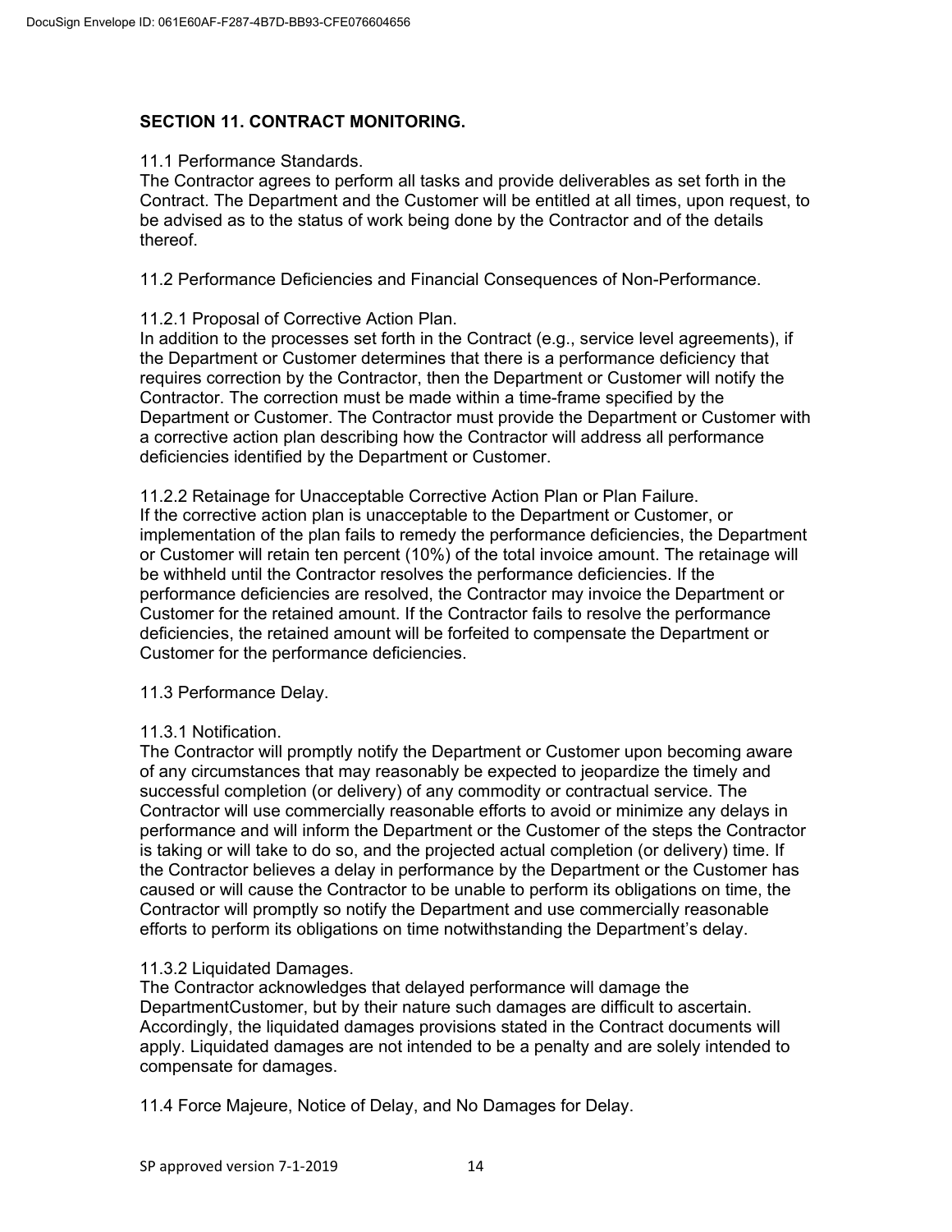## SECTION 11. CONTRACT MONITORING.

11.1 Performance Standards.
The Contractor agrees to perform all tasks and provide deliverables as set forth in the Contract. The Department and the Customer will be entitled at all times, upon request, to be advised as to the status of work being done by the Contractor and of the details thereof.

11.2 Performance Deficiencies and Financial Consequences of Non-Performance.

11.2.1 Proposal of Corrective Action Plan.
In addition to the processes set forth in the Contract (e.g., service level agreements), if the Department or Customer determines that there is a performance deficiency that requires correction by the Contractor, then the Department or Customer will notify the Contractor. The correction must be made within a time-frame specified by the Department or Customer. The Contractor must provide the Department or Customer with a corrective action plan describing how the Contractor will address all performance deficiencies identified by the Department or Customer.

11.2.2 Retainage for Unacceptable Corrective Action Plan or Plan Failure.
If the corrective action plan is unacceptable to the Department or Customer, or implementation of the plan fails to remedy the performance deficiencies, the Department or Customer will retain ten percent (10%) of the total invoice amount. The retainage will be withheld until the Contractor resolves the performance deficiencies. If the performance deficiencies are resolved, the Contractor may invoice the Department or Customer for the retained amount. If the Contractor fails to resolve the performance deficiencies, the retained amount will be forfeited to compensate the Department or Customer for the performance deficiencies.

11.3 Performance Delay.

11.3.1 Notification.
The Contractor will promptly notify the Department or Customer upon becoming aware of any circumstances that may reasonably be expected to jeopardize the timely and successful completion (or delivery) of any commodity or contractual service. The Contractor will use commercially reasonable efforts to avoid or minimize any delays in performance and will inform the Department or the Customer of the steps the Contractor is taking or will take to do so, and the projected actual completion (or delivery) time. If the Contractor believes a delay in performance by the Department or the Customer has caused or will cause the Contractor to be unable to perform its obligations on time, the Contractor will promptly so notify the Department and use commercially reasonable efforts to perform its obligations on time notwithstanding the Department's delay.

11.3.2 Liquidated Damages.
The Contractor acknowledges that delayed performance will damage the DepartmentCustomer, but by their nature such damages are difficult to ascertain. Accordingly, the liquidated damages provisions stated in the Contract documents will apply. Liquidated damages are not intended to be a penalty and are solely intended to compensate for damages.

11.4 Force Majeure, Notice of Delay, and No Damages for Delay.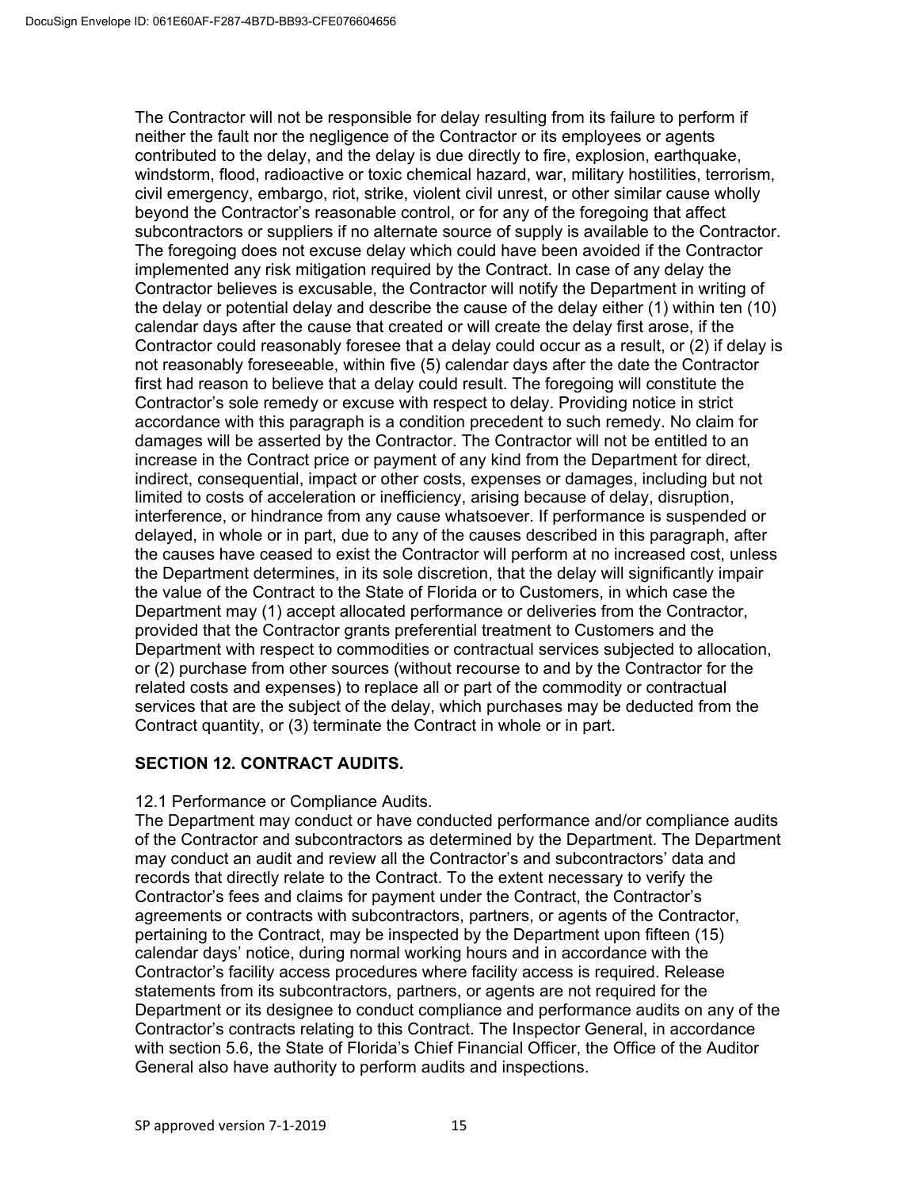The Contractor will not be responsible for delay resulting from its failure to perform if neither the fault nor the negligence of the Contractor or its employees or agents contributed to the delay, and the delay is due directly to fire, explosion, earthquake, windstorm, flood, radioactive or toxic chemical hazard, war, military hostilities, terrorism, civil emergency, embargo, riot, strike, violent civil unrest, or other similar cause wholly beyond the Contractor's reasonable control, or for any of the foregoing that affect subcontractors or suppliers if no alternate source of supply is available to the Contractor. The foregoing does not excuse delay which could have been avoided if the Contractor implemented any risk mitigation required by the Contract. In case of any delay the Contractor believes is excusable, the Contractor will notify the Department in writing of the delay or potential delay and describe the cause of the delay either (1) within ten (10) calendar days after the cause that created or will create the delay first arose, if the Contractor could reasonably foresee that a delay could occur as a result, or (2) if delay is not reasonably foreseeable, within five (5) calendar days after the date the Contractor first had reason to believe that a delay could result. The foregoing will constitute the Contractor's sole remedy or excuse with respect to delay. Providing notice in strict accordance with this paragraph is a condition precedent to such remedy. No claim for damages will be asserted by the Contractor. The Contractor will not be entitled to an increase in the Contract price or payment of any kind from the Department for direct, indirect, consequential, impact or other costs, expenses or damages, including but not limited to costs of acceleration or inefficiency, arising because of delay, disruption, interference, or hindrance from any cause whatsoever. If performance is suspended or delayed, in whole or in part, due to any of the causes described in this paragraph, after the causes have ceased to exist the Contractor will perform at no increased cost, unless the Department determines, in its sole discretion, that the delay will significantly impair the value of the Contract to the State of Florida or to Customers, in which case the Department may (1) accept allocated performance or deliveries from the Contractor, provided that the Contractor grants preferential treatment to Customers and the Department with respect to commodities or contractual services subjected to allocation, or (2) purchase from other sources (without recourse to and by the Contractor for the related costs and expenses) to replace all or part of the commodity or contractual services that are the subject of the delay, which purchases may be deducted from the Contract quantity, or (3) terminate the Contract in whole or in part.

## SECTION 12. CONTRACT AUDITS.

12.1 Performance or Compliance Audits.
The Department may conduct or have conducted performance and/or compliance audits of the Contractor and subcontractors as determined by the Department. The Department may conduct an audit and review all the Contractor's and subcontractors' data and records that directly relate to the Contract. To the extent necessary to verify the Contractor's fees and claims for payment under the Contract, the Contractor's agreements or contracts with subcontractors, partners, or agents of the Contractor, pertaining to the Contract, may be inspected by the Department upon fifteen (15) calendar days' notice, during normal working hours and in accordance with the Contractor's facility access procedures where facility access is required. Release statements from its subcontractors, partners, or agents are not required for the Department or its designee to conduct compliance and performance audits on any of the Contractor's contracts relating to this Contract. The Inspector General, in accordance with section 5.6, the State of Florida's Chief Financial Officer, the Office of the Auditor General also have authority to perform audits and inspections.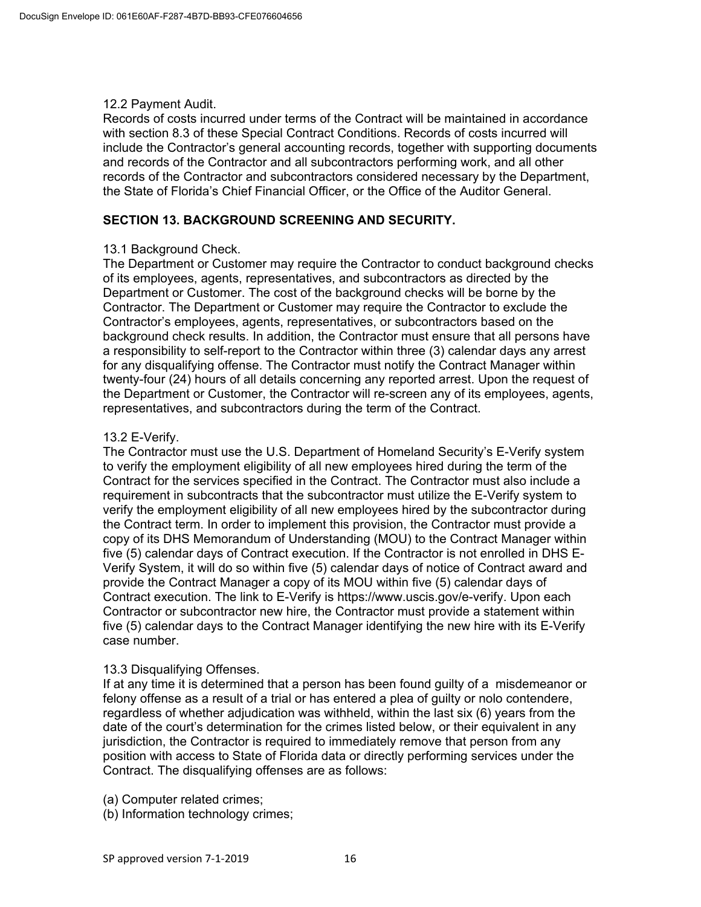12.2 Payment Audit.

Records of costs incurred under terms of the Contract will be maintained in accordance with section 8.3 of these Special Contract Conditions. Records of costs incurred will include the Contractor's general accounting records, together with supporting documents and records of the Contractor and all subcontractors performing work, and all other records of the Contractor and subcontractors considered necessary by the Department, the State of Florida's Chief Financial Officer, or the Office of the Auditor General.

## SECTION 13. BACKGROUND SCREENING AND SECURITY.

13.1 Background Check.

The Department or Customer may require the Contractor to conduct background checks of its employees, agents, representatives, and subcontractors as directed by the Department or Customer. The cost of the background checks will be borne by the Contractor. The Department or Customer may require the Contractor to exclude the Contractor's employees, agents, representatives, or subcontractors based on the background check results. In addition, the Contractor must ensure that all persons have a responsibility to self-report to the Contractor within three (3) calendar days any arrest for any disqualifying offense. The Contractor must notify the Contract Manager within twenty-four (24) hours of all details concerning any reported arrest. Upon the request of the Department or Customer, the Contractor will re-screen any of its employees, agents, representatives, and subcontractors during the term of the Contract.

13.2 E-Verify.

The Contractor must use the U.S. Department of Homeland Security's E-Verify system to verify the employment eligibility of all new employees hired during the term of the Contract for the services specified in the Contract. The Contractor must also include a requirement in subcontracts that the subcontractor must utilize the E-Verify system to verify the employment eligibility of all new employees hired by the subcontractor during the Contract term. In order to implement this provision, the Contractor must provide a copy of its DHS Memorandum of Understanding (MOU) to the Contract Manager within five (5) calendar days of Contract execution. If the Contractor is not enrolled in DHS E-Verify System, it will do so within five (5) calendar days of notice of Contract award and provide the Contract Manager a copy of its MOU within five (5) calendar days of Contract execution. The link to E-Verify is https://www.uscis.gov/e-verify. Upon each Contractor or subcontractor new hire, the Contractor must provide a statement within five (5) calendar days to the Contract Manager identifying the new hire with its E-Verify case number.

13.3 Disqualifying Offenses.

If at any time it is determined that a person has been found guilty of a misdemeanor or felony offense as a result of a trial or has entered a plea of guilty or nolo contendere, regardless of whether adjudication was withheld, within the last six (6) years from the date of the court's determination for the crimes listed below, or their equivalent in any jurisdiction, the Contractor is required to immediately remove that person from any position with access to State of Florida data or directly performing services under the Contract. The disqualifying offenses are as follows:

(a) Computer related crimes;
(b) Information technology crimes;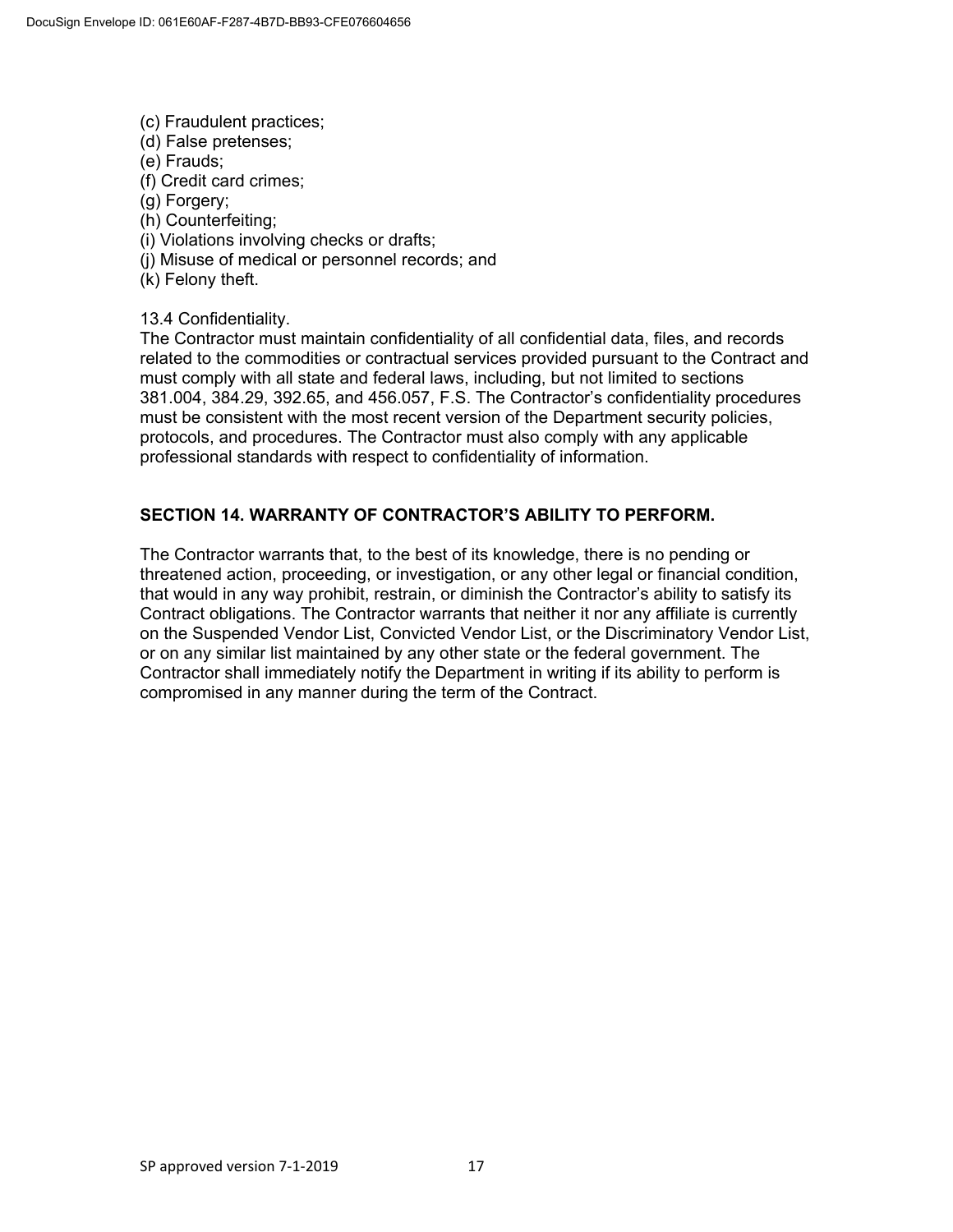(c) Fraudulent practices;
(d) False pretenses;
(e) Frauds;
(f) Credit card crimes;
(g) Forgery;
(h) Counterfeiting;
(i) Violations involving checks or drafts;
(j) Misuse of medical or personnel records; and
(k) Felony theft.

13.4 Confidentiality.
The Contractor must maintain confidentiality of all confidential data, files, and records related to the commodities or contractual services provided pursuant to the Contract and must comply with all state and federal laws, including, but not limited to sections 381.004, 384.29, 392.65, and 456.057, F.S. The Contractor's confidentiality procedures must be consistent with the most recent version of the Department security policies, protocols, and procedures. The Contractor must also comply with any applicable professional standards with respect to confidentiality of information.

## SECTION 14. WARRANTY OF CONTRACTOR'S ABILITY TO PERFORM.

The Contractor warrants that, to the best of its knowledge, there is no pending or threatened action, proceeding, or investigation, or any other legal or financial condition, that would in any way prohibit, restrain, or diminish the Contractor's ability to satisfy its Contract obligations. The Contractor warrants that neither it nor any affiliate is currently on the Suspended Vendor List, Convicted Vendor List, or the Discriminatory Vendor List, or on any similar list maintained by any other state or the federal government. The Contractor shall immediately notify the Department in writing if its ability to perform is compromised in any manner during the term of the Contract.